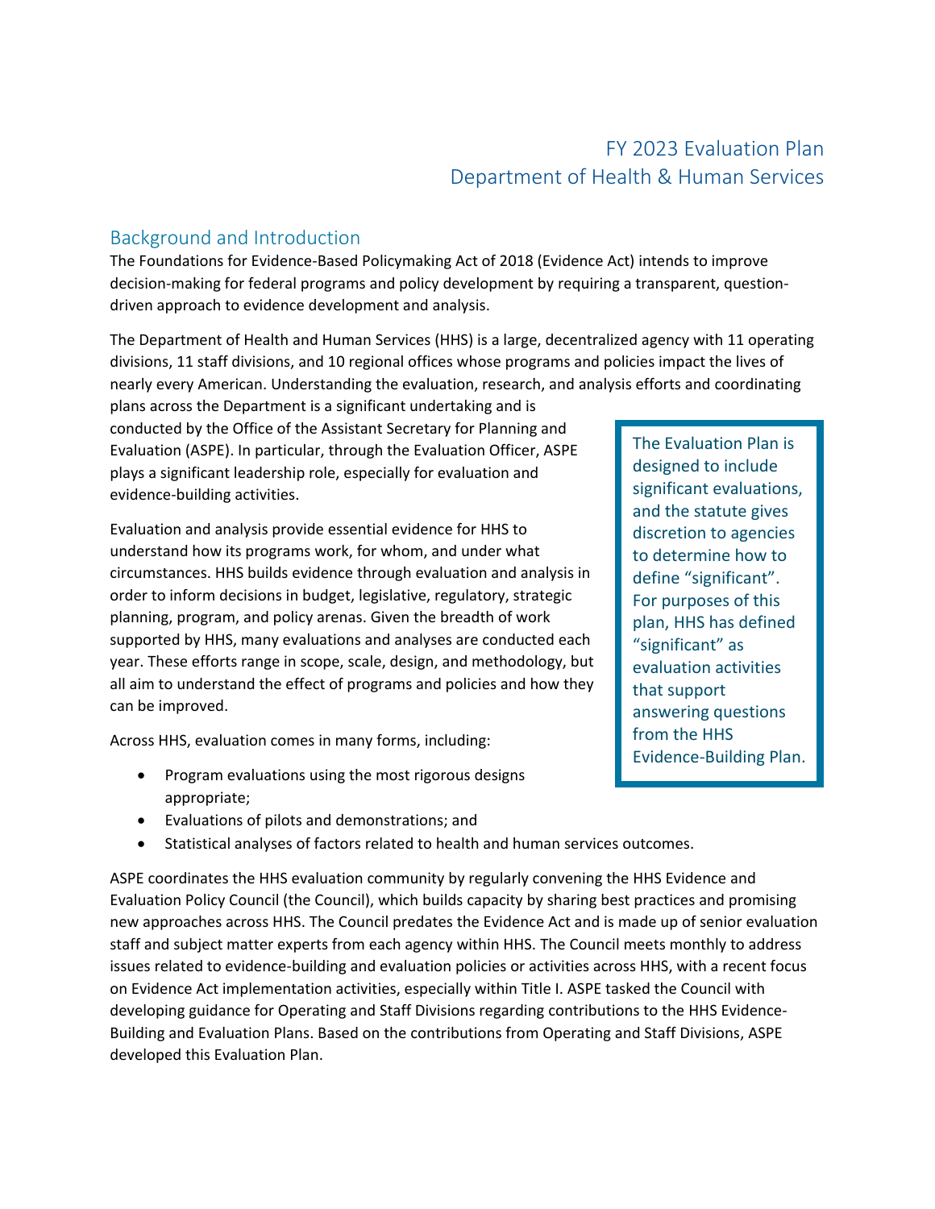# FY 2023 Evaluation Plan
# Department of Health & Human Services

## Background and Introduction

The Foundations for Evidence-Based Policymaking Act of 2018 (Evidence Act) intends to improve decision-making for federal programs and policy development by requiring a transparent, question-driven approach to evidence development and analysis.

The Department of Health and Human Services (HHS) is a large, decentralized agency with 11 operating divisions, 11 staff divisions, and 10 regional offices whose programs and policies impact the lives of nearly every American. Understanding the evaluation, research, and analysis efforts and coordinating plans across the Department is a significant undertaking and is conducted by the Office of the Assistant Secretary for Planning and Evaluation (ASPE). In particular, through the Evaluation Officer, ASPE plays a significant leadership role, especially for evaluation and evidence-building activities.

> The Evaluation Plan is designed to include significant evaluations, and the statute gives discretion to agencies to determine how to define "significant". For purposes of this plan, HHS has defined "significant" as evaluation activities that support answering questions from the HHS Evidence-Building Plan.

Evaluation and analysis provide essential evidence for HHS to understand how its programs work, for whom, and under what circumstances. HHS builds evidence through evaluation and analysis in order to inform decisions in budget, legislative, regulatory, strategic planning, program, and policy arenas. Given the breadth of work supported by HHS, many evaluations and analyses are conducted each year. These efforts range in scope, scale, design, and methodology, but all aim to understand the effect of programs and policies and how they can be improved.

Across HHS, evaluation comes in many forms, including:

- Program evaluations using the most rigorous designs appropriate;
- Evaluations of pilots and demonstrations; and
- Statistical analyses of factors related to health and human services outcomes.

ASPE coordinates the HHS evaluation community by regularly convening the HHS Evidence and Evaluation Policy Council (the Council), which builds capacity by sharing best practices and promising new approaches across HHS. The Council predates the Evidence Act and is made up of senior evaluation staff and subject matter experts from each agency within HHS. The Council meets monthly to address issues related to evidence-building and evaluation policies or activities across HHS, with a recent focus on Evidence Act implementation activities, especially within Title I. ASPE tasked the Council with developing guidance for Operating and Staff Divisions regarding contributions to the HHS Evidence-Building and Evaluation Plans. Based on the contributions from Operating and Staff Divisions, ASPE developed this Evaluation Plan.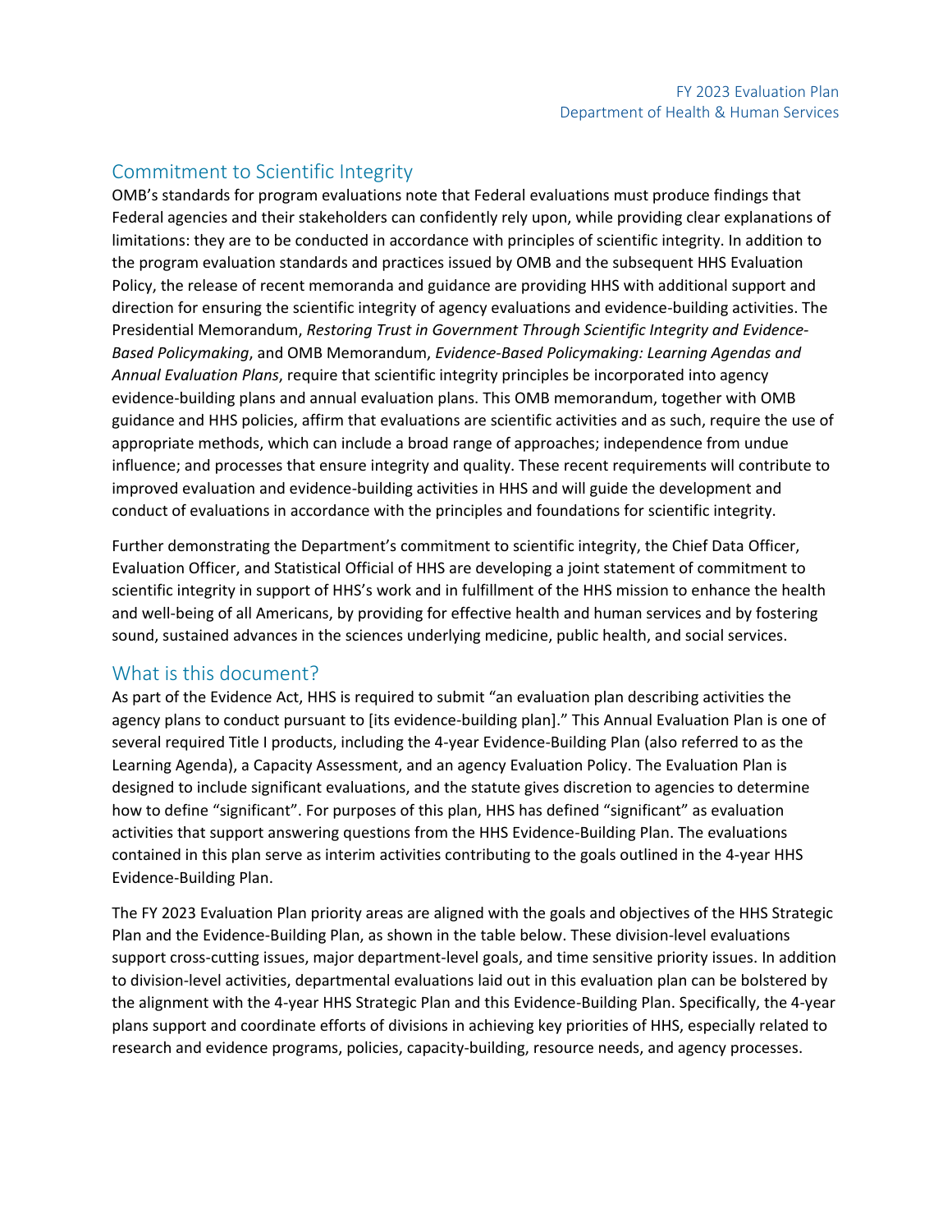## Commitment to Scientific Integrity

OMB's standards for program evaluations note that Federal evaluations must produce findings that Federal agencies and their stakeholders can confidently rely upon, while providing clear explanations of limitations: they are to be conducted in accordance with principles of scientific integrity. In addition to the program evaluation standards and practices issued by OMB and the subsequent HHS Evaluation Policy, the release of recent memoranda and guidance are providing HHS with additional support and direction for ensuring the scientific integrity of agency evaluations and evidence-building activities. The Presidential Memorandum, *Restoring Trust in Government Through Scientific Integrity and Evidence-Based Policymaking*, and OMB Memorandum, *Evidence-Based Policymaking: Learning Agendas and Annual Evaluation Plans*, require that scientific integrity principles be incorporated into agency evidence-building plans and annual evaluation plans. This OMB memorandum, together with OMB guidance and HHS policies, affirm that evaluations are scientific activities and as such, require the use of appropriate methods, which can include a broad range of approaches; independence from undue influence; and processes that ensure integrity and quality. These recent requirements will contribute to improved evaluation and evidence-building activities in HHS and will guide the development and conduct of evaluations in accordance with the principles and foundations for scientific integrity.

Further demonstrating the Department's commitment to scientific integrity, the Chief Data Officer, Evaluation Officer, and Statistical Official of HHS are developing a joint statement of commitment to scientific integrity in support of HHS's work and in fulfillment of the HHS mission to enhance the health and well-being of all Americans, by providing for effective health and human services and by fostering sound, sustained advances in the sciences underlying medicine, public health, and social services.

## What is this document?

As part of the Evidence Act, HHS is required to submit "an evaluation plan describing activities the agency plans to conduct pursuant to [its evidence-building plan]." This Annual Evaluation Plan is one of several required Title I products, including the 4-year Evidence-Building Plan (also referred to as the Learning Agenda), a Capacity Assessment, and an agency Evaluation Policy. The Evaluation Plan is designed to include significant evaluations, and the statute gives discretion to agencies to determine how to define "significant". For purposes of this plan, HHS has defined "significant" as evaluation activities that support answering questions from the HHS Evidence-Building Plan. The evaluations contained in this plan serve as interim activities contributing to the goals outlined in the 4-year HHS Evidence-Building Plan.

The FY 2023 Evaluation Plan priority areas are aligned with the goals and objectives of the HHS Strategic Plan and the Evidence-Building Plan, as shown in the table below. These division-level evaluations support cross-cutting issues, major department-level goals, and time sensitive priority issues. In addition to division-level activities, departmental evaluations laid out in this evaluation plan can be bolstered by the alignment with the 4-year HHS Strategic Plan and this Evidence-Building Plan. Specifically, the 4-year plans support and coordinate efforts of divisions in achieving key priorities of HHS, especially related to research and evidence programs, policies, capacity-building, resource needs, and agency processes.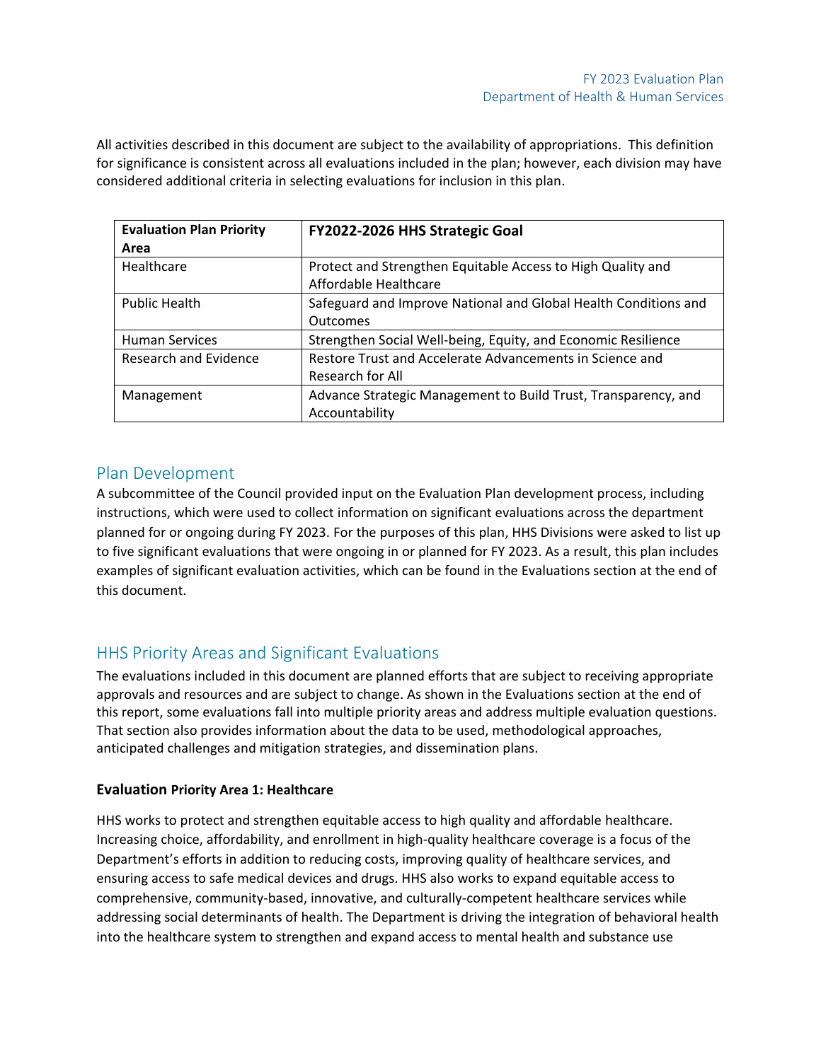All activities described in this document are subject to the availability of appropriations. This definition for significance is consistent across all evaluations included in the plan; however, each division may have considered additional criteria in selecting evaluations for inclusion in this plan.

| Evaluation Plan Priority Area | FY2022-2026 HHS Strategic Goal |
|---|---|
| Healthcare | Protect and Strengthen Equitable Access to High Quality and Affordable Healthcare |
| Public Health | Safeguard and Improve National and Global Health Conditions and Outcomes |
| Human Services | Strengthen Social Well-being, Equity, and Economic Resilience |
| Research and Evidence | Restore Trust and Accelerate Advancements in Science and Research for All |
| Management | Advance Strategic Management to Build Trust, Transparency, and Accountability |

## Plan Development

A subcommittee of the Council provided input on the Evaluation Plan development process, including instructions, which were used to collect information on significant evaluations across the department planned for or ongoing during FY 2023. For the purposes of this plan, HHS Divisions were asked to list up to five significant evaluations that were ongoing in or planned for FY 2023. As a result, this plan includes examples of significant evaluation activities, which can be found in the Evaluations section at the end of this document.

## HHS Priority Areas and Significant Evaluations

The evaluations included in this document are planned efforts that are subject to receiving appropriate approvals and resources and are subject to change. As shown in the Evaluations section at the end of this report, some evaluations fall into multiple priority areas and address multiple evaluation questions. That section also provides information about the data to be used, methodological approaches, anticipated challenges and mitigation strategies, and dissemination plans.

### Evaluation Priority Area 1: Healthcare

HHS works to protect and strengthen equitable access to high quality and affordable healthcare. Increasing choice, affordability, and enrollment in high-quality healthcare coverage is a focus of the Department's efforts in addition to reducing costs, improving quality of healthcare services, and ensuring access to safe medical devices and drugs. HHS also works to expand equitable access to comprehensive, community-based, innovative, and culturally-competent healthcare services while addressing social determinants of health. The Department is driving the integration of behavioral health into the healthcare system to strengthen and expand access to mental health and substance use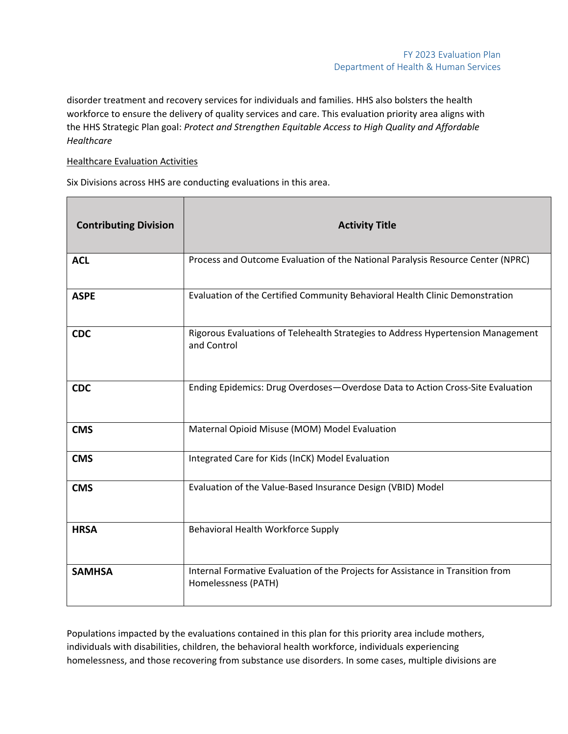disorder treatment and recovery services for individuals and families. HHS also bolsters the health workforce to ensure the delivery of quality services and care. This evaluation priority area aligns with the HHS Strategic Plan goal: *Protect and Strengthen Equitable Access to High Quality and Affordable Healthcare*

Healthcare Evaluation Activities

Six Divisions across HHS are conducting evaluations in this area.

| Contributing Division | Activity Title |
|---|---|
| **ACL** | Process and Outcome Evaluation of the National Paralysis Resource Center (NPRC) |
| **ASPE** | Evaluation of the Certified Community Behavioral Health Clinic Demonstration |
| **CDC** | Rigorous Evaluations of Telehealth Strategies to Address Hypertension Management and Control |
| **CDC** | Ending Epidemics: Drug Overdoses—Overdose Data to Action Cross-Site Evaluation |
| **CMS** | Maternal Opioid Misuse (MOM) Model Evaluation |
| **CMS** | Integrated Care for Kids (InCK) Model Evaluation |
| **CMS** | Evaluation of the Value-Based Insurance Design (VBID) Model |
| **HRSA** | Behavioral Health Workforce Supply |
| **SAMHSA** | Internal Formative Evaluation of the Projects for Assistance in Transition from Homelessness (PATH) |

Populations impacted by the evaluations contained in this plan for this priority area include mothers, individuals with disabilities, children, the behavioral health workforce, individuals experiencing homelessness, and those recovering from substance use disorders. In some cases, multiple divisions are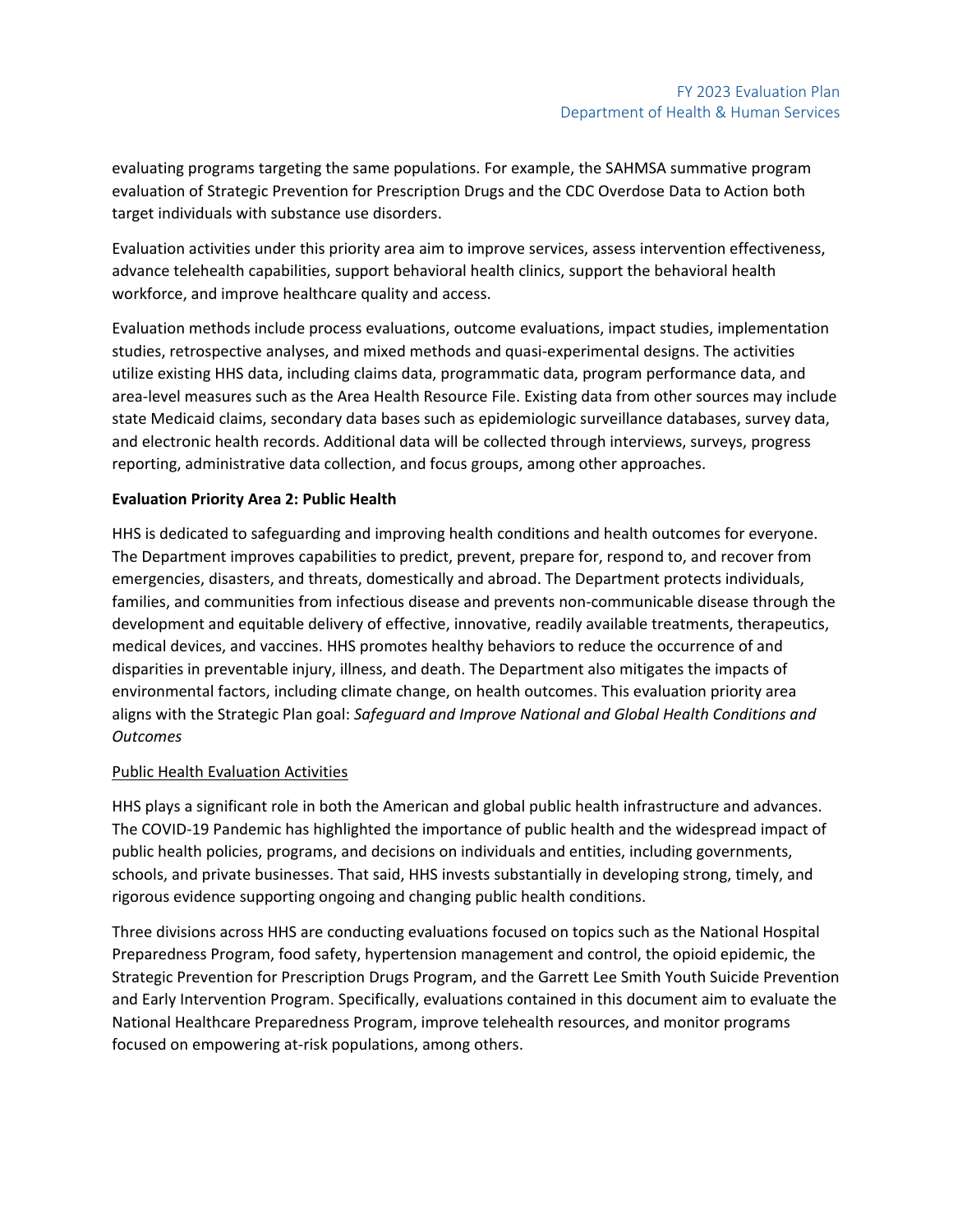evaluating programs targeting the same populations. For example, the SAHMSA summative program evaluation of Strategic Prevention for Prescription Drugs and the CDC Overdose Data to Action both target individuals with substance use disorders.

Evaluation activities under this priority area aim to improve services, assess intervention effectiveness, advance telehealth capabilities, support behavioral health clinics, support the behavioral health workforce, and improve healthcare quality and access.

Evaluation methods include process evaluations, outcome evaluations, impact studies, implementation studies, retrospective analyses, and mixed methods and quasi-experimental designs. The activities utilize existing HHS data, including claims data, programmatic data, program performance data, and area-level measures such as the Area Health Resource File. Existing data from other sources may include state Medicaid claims, secondary data bases such as epidemiologic surveillance databases, survey data, and electronic health records. Additional data will be collected through interviews, surveys, progress reporting, administrative data collection, and focus groups, among other approaches.

**Evaluation Priority Area 2: Public Health**

HHS is dedicated to safeguarding and improving health conditions and health outcomes for everyone. The Department improves capabilities to predict, prevent, prepare for, respond to, and recover from emergencies, disasters, and threats, domestically and abroad. The Department protects individuals, families, and communities from infectious disease and prevents non-communicable disease through the development and equitable delivery of effective, innovative, readily available treatments, therapeutics, medical devices, and vaccines. HHS promotes healthy behaviors to reduce the occurrence of and disparities in preventable injury, illness, and death. The Department also mitigates the impacts of environmental factors, including climate change, on health outcomes. This evaluation priority area aligns with the Strategic Plan goal: *Safeguard and Improve National and Global Health Conditions and Outcomes*

<u>Public Health Evaluation Activities</u>

HHS plays a significant role in both the American and global public health infrastructure and advances. The COVID-19 Pandemic has highlighted the importance of public health and the widespread impact of public health policies, programs, and decisions on individuals and entities, including governments, schools, and private businesses. That said, HHS invests substantially in developing strong, timely, and rigorous evidence supporting ongoing and changing public health conditions.

Three divisions across HHS are conducting evaluations focused on topics such as the National Hospital Preparedness Program, food safety, hypertension management and control, the opioid epidemic, the Strategic Prevention for Prescription Drugs Program, and the Garrett Lee Smith Youth Suicide Prevention and Early Intervention Program. Specifically, evaluations contained in this document aim to evaluate the National Healthcare Preparedness Program, improve telehealth resources, and monitor programs focused on empowering at-risk populations, among others.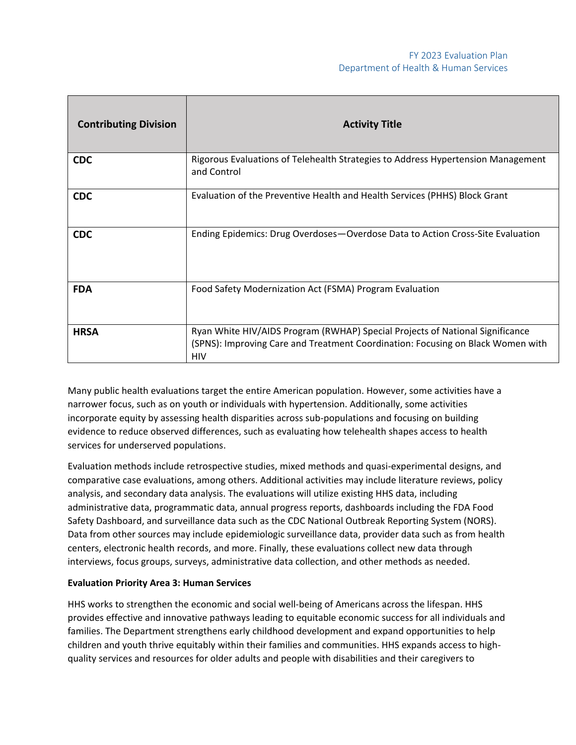| Contributing Division | Activity Title |
|---|---|
| **CDC** | Rigorous Evaluations of Telehealth Strategies to Address Hypertension Management and Control |
| **CDC** | Evaluation of the Preventive Health and Health Services (PHHS) Block Grant |
| **CDC** | Ending Epidemics: Drug Overdoses—Overdose Data to Action Cross-Site Evaluation |
| **FDA** | Food Safety Modernization Act (FSMA) Program Evaluation |
| **HRSA** | Ryan White HIV/AIDS Program (RWHAP) Special Projects of National Significance (SPNS): Improving Care and Treatment Coordination: Focusing on Black Women with HIV |

Many public health evaluations target the entire American population. However, some activities have a narrower focus, such as on youth or individuals with hypertension. Additionally, some activities incorporate equity by assessing health disparities across sub-populations and focusing on building evidence to reduce observed differences, such as evaluating how telehealth shapes access to health services for underserved populations.

Evaluation methods include retrospective studies, mixed methods and quasi-experimental designs, and comparative case evaluations, among others. Additional activities may include literature reviews, policy analysis, and secondary data analysis. The evaluations will utilize existing HHS data, including administrative data, programmatic data, annual progress reports, dashboards including the FDA Food Safety Dashboard, and surveillance data such as the CDC National Outbreak Reporting System (NORS). Data from other sources may include epidemiologic surveillance data, provider data such as from health centers, electronic health records, and more. Finally, these evaluations collect new data through interviews, focus groups, surveys, administrative data collection, and other methods as needed.

**Evaluation Priority Area 3: Human Services**

HHS works to strengthen the economic and social well-being of Americans across the lifespan. HHS provides effective and innovative pathways leading to equitable economic success for all individuals and families. The Department strengthens early childhood development and expand opportunities to help children and youth thrive equitably within their families and communities. HHS expands access to high-quality services and resources for older adults and people with disabilities and their caregivers to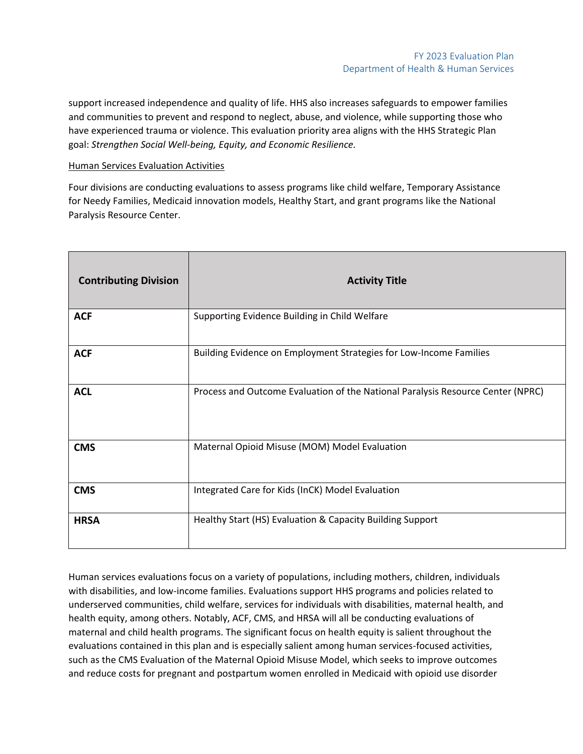support increased independence and quality of life. HHS also increases safeguards to empower families and communities to prevent and respond to neglect, abuse, and violence, while supporting those who have experienced trauma or violence. This evaluation priority area aligns with the HHS Strategic Plan goal: *Strengthen Social Well-being, Equity, and Economic Resilience*.

Human Services Evaluation Activities

Four divisions are conducting evaluations to assess programs like child welfare, Temporary Assistance for Needy Families, Medicaid innovation models, Healthy Start, and grant programs like the National Paralysis Resource Center.

| Contributing Division | Activity Title |
|---|---|
| **ACF** | Supporting Evidence Building in Child Welfare |
| **ACF** | Building Evidence on Employment Strategies for Low-Income Families |
| **ACL** | Process and Outcome Evaluation of the National Paralysis Resource Center (NPRC) |
| **CMS** | Maternal Opioid Misuse (MOM) Model Evaluation |
| **CMS** | Integrated Care for Kids (InCK) Model Evaluation |
| **HRSA** | Healthy Start (HS) Evaluation & Capacity Building Support |

Human services evaluations focus on a variety of populations, including mothers, children, individuals with disabilities, and low-income families. Evaluations support HHS programs and policies related to underserved communities, child welfare, services for individuals with disabilities, maternal health, and health equity, among others. Notably, ACF, CMS, and HRSA will all be conducting evaluations of maternal and child health programs. The significant focus on health equity is salient throughout the evaluations contained in this plan and is especially salient among human services-focused activities, such as the CMS Evaluation of the Maternal Opioid Misuse Model, which seeks to improve outcomes and reduce costs for pregnant and postpartum women enrolled in Medicaid with opioid use disorder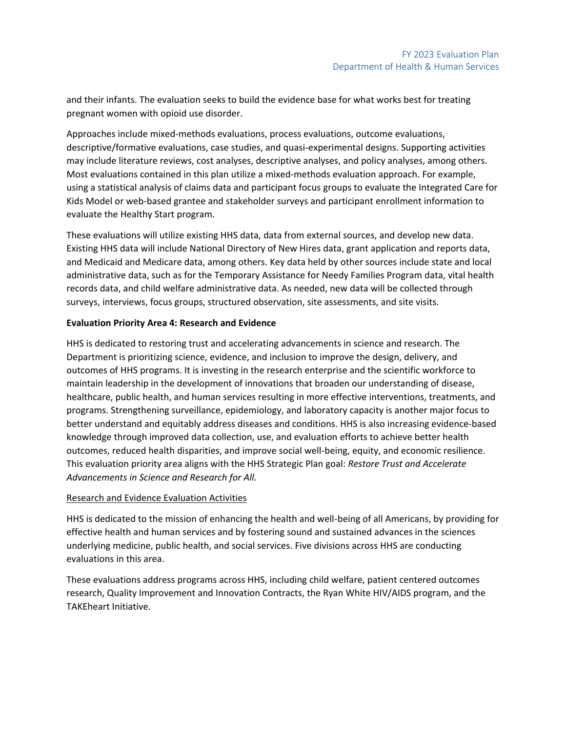and their infants. The evaluation seeks to build the evidence base for what works best for treating pregnant women with opioid use disorder.

Approaches include mixed-methods evaluations, process evaluations, outcome evaluations, descriptive/formative evaluations, case studies, and quasi-experimental designs. Supporting activities may include literature reviews, cost analyses, descriptive analyses, and policy analyses, among others. Most evaluations contained in this plan utilize a mixed-methods evaluation approach. For example, using a statistical analysis of claims data and participant focus groups to evaluate the Integrated Care for Kids Model or web-based grantee and stakeholder surveys and participant enrollment information to evaluate the Healthy Start program.

These evaluations will utilize existing HHS data, data from external sources, and develop new data. Existing HHS data will include National Directory of New Hires data, grant application and reports data, and Medicaid and Medicare data, among others. Key data held by other sources include state and local administrative data, such as for the Temporary Assistance for Needy Families Program data, vital health records data, and child welfare administrative data. As needed, new data will be collected through surveys, interviews, focus groups, structured observation, site assessments, and site visits.

**Evaluation Priority Area 4: Research and Evidence**

HHS is dedicated to restoring trust and accelerating advancements in science and research. The Department is prioritizing science, evidence, and inclusion to improve the design, delivery, and outcomes of HHS programs. It is investing in the research enterprise and the scientific workforce to maintain leadership in the development of innovations that broaden our understanding of disease, healthcare, public health, and human services resulting in more effective interventions, treatments, and programs. Strengthening surveillance, epidemiology, and laboratory capacity is another major focus to better understand and equitably address diseases and conditions. HHS is also increasing evidence-based knowledge through improved data collection, use, and evaluation efforts to achieve better health outcomes, reduced health disparities, and improve social well-being, equity, and economic resilience. This evaluation priority area aligns with the HHS Strategic Plan goal: *Restore Trust and Accelerate Advancements in Science and Research for All.*

<u>Research and Evidence Evaluation Activities</u>

HHS is dedicated to the mission of enhancing the health and well-being of all Americans, by providing for effective health and human services and by fostering sound and sustained advances in the sciences underlying medicine, public health, and social services. Five divisions across HHS are conducting evaluations in this area.

These evaluations address programs across HHS, including child welfare, patient centered outcomes research, Quality Improvement and Innovation Contracts, the Ryan White HIV/AIDS program, and the TAKEheart Initiative.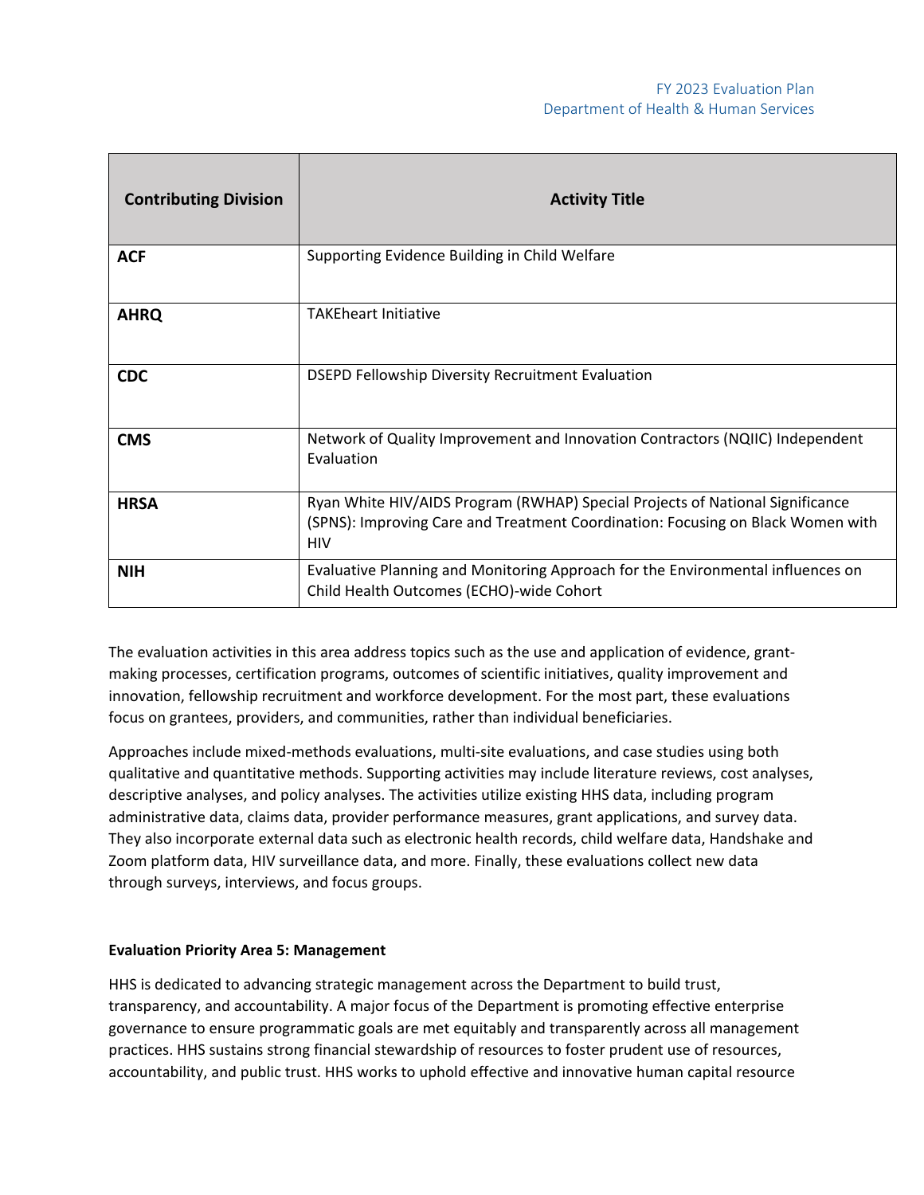| Contributing Division | Activity Title |
|---|---|
| **ACF** | Supporting Evidence Building in Child Welfare |
| **AHRQ** | TAKEheart Initiative |
| **CDC** | DSEPD Fellowship Diversity Recruitment Evaluation |
| **CMS** | Network of Quality Improvement and Innovation Contractors (NQIIC) Independent Evaluation |
| **HRSA** | Ryan White HIV/AIDS Program (RWHAP) Special Projects of National Significance (SPNS): Improving Care and Treatment Coordination: Focusing on Black Women with HIV |
| **NIH** | Evaluative Planning and Monitoring Approach for the Environmental influences on Child Health Outcomes (ECHO)-wide Cohort |

The evaluation activities in this area address topics such as the use and application of evidence, grant-making processes, certification programs, outcomes of scientific initiatives, quality improvement and innovation, fellowship recruitment and workforce development. For the most part, these evaluations focus on grantees, providers, and communities, rather than individual beneficiaries.

Approaches include mixed-methods evaluations, multi-site evaluations, and case studies using both qualitative and quantitative methods. Supporting activities may include literature reviews, cost analyses, descriptive analyses, and policy analyses. The activities utilize existing HHS data, including program administrative data, claims data, provider performance measures, grant applications, and survey data. They also incorporate external data such as electronic health records, child welfare data, Handshake and Zoom platform data, HIV surveillance data, and more. Finally, these evaluations collect new data through surveys, interviews, and focus groups.

**Evaluation Priority Area 5: Management**

HHS is dedicated to advancing strategic management across the Department to build trust, transparency, and accountability. A major focus of the Department is promoting effective enterprise governance to ensure programmatic goals are met equitably and transparently across all management practices. HHS sustains strong financial stewardship of resources to foster prudent use of resources, accountability, and public trust. HHS works to uphold effective and innovative human capital resource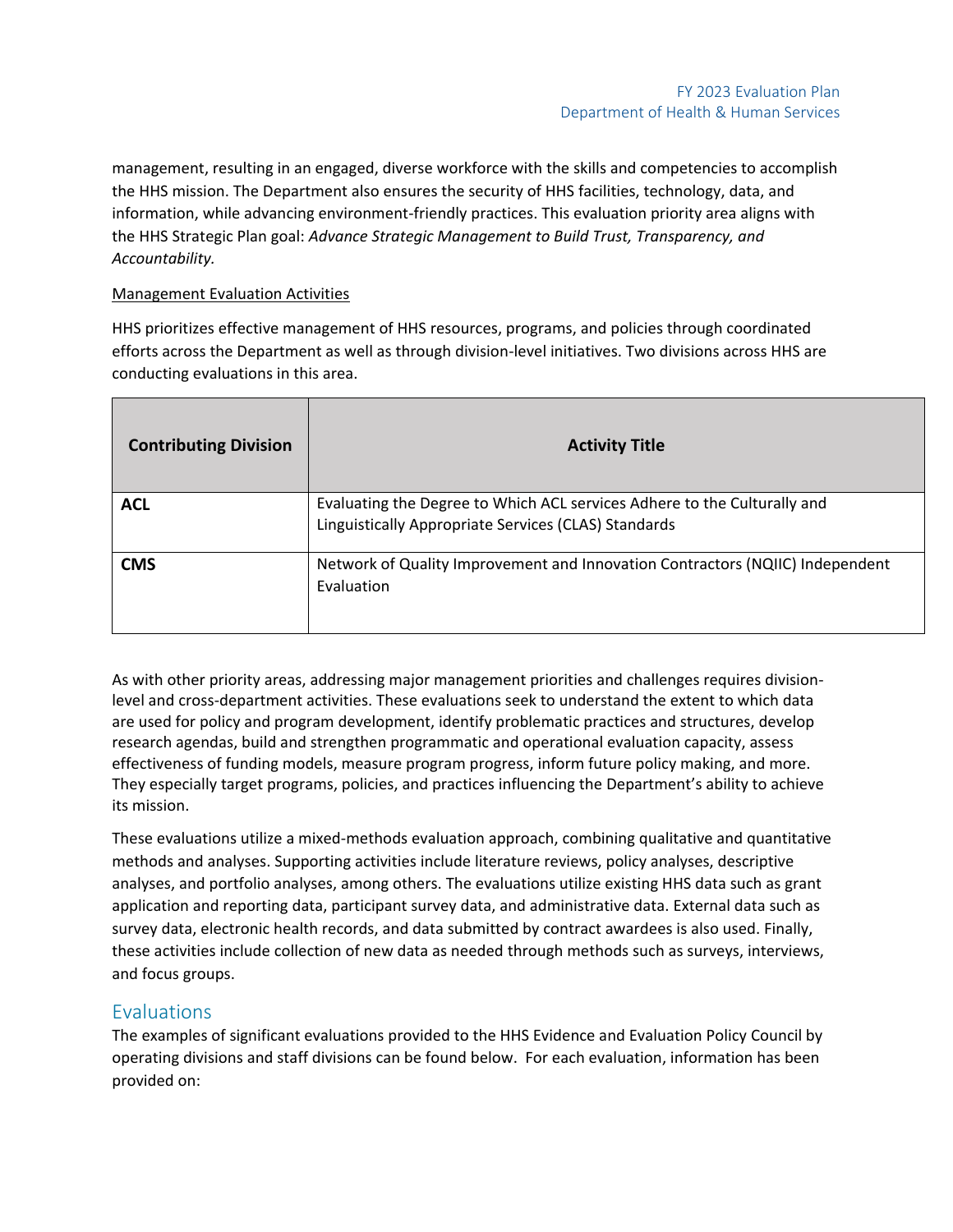management, resulting in an engaged, diverse workforce with the skills and competencies to accomplish the HHS mission. The Department also ensures the security of HHS facilities, technology, data, and information, while advancing environment-friendly practices. This evaluation priority area aligns with the HHS Strategic Plan goal: *Advance Strategic Management to Build Trust, Transparency, and Accountability.*

Management Evaluation Activities

HHS prioritizes effective management of HHS resources, programs, and policies through coordinated efforts across the Department as well as through division-level initiatives. Two divisions across HHS are conducting evaluations in this area.

| Contributing Division | Activity Title |
|---|---|
| **ACL** | Evaluating the Degree to Which ACL services Adhere to the Culturally and Linguistically Appropriate Services (CLAS) Standards |
| **CMS** | Network of Quality Improvement and Innovation Contractors (NQIIC) Independent Evaluation |

As with other priority areas, addressing major management priorities and challenges requires division-level and cross-department activities. These evaluations seek to understand the extent to which data are used for policy and program development, identify problematic practices and structures, develop research agendas, build and strengthen programmatic and operational evaluation capacity, assess effectiveness of funding models, measure program progress, inform future policy making, and more. They especially target programs, policies, and practices influencing the Department's ability to achieve its mission.

These evaluations utilize a mixed-methods evaluation approach, combining qualitative and quantitative methods and analyses. Supporting activities include literature reviews, policy analyses, descriptive analyses, and portfolio analyses, among others. The evaluations utilize existing HHS data such as grant application and reporting data, participant survey data, and administrative data. External data such as survey data, electronic health records, and data submitted by contract awardees is also used. Finally, these activities include collection of new data as needed through methods such as surveys, interviews, and focus groups.

## Evaluations

The examples of significant evaluations provided to the HHS Evidence and Evaluation Policy Council by operating divisions and staff divisions can be found below. For each evaluation, information has been provided on: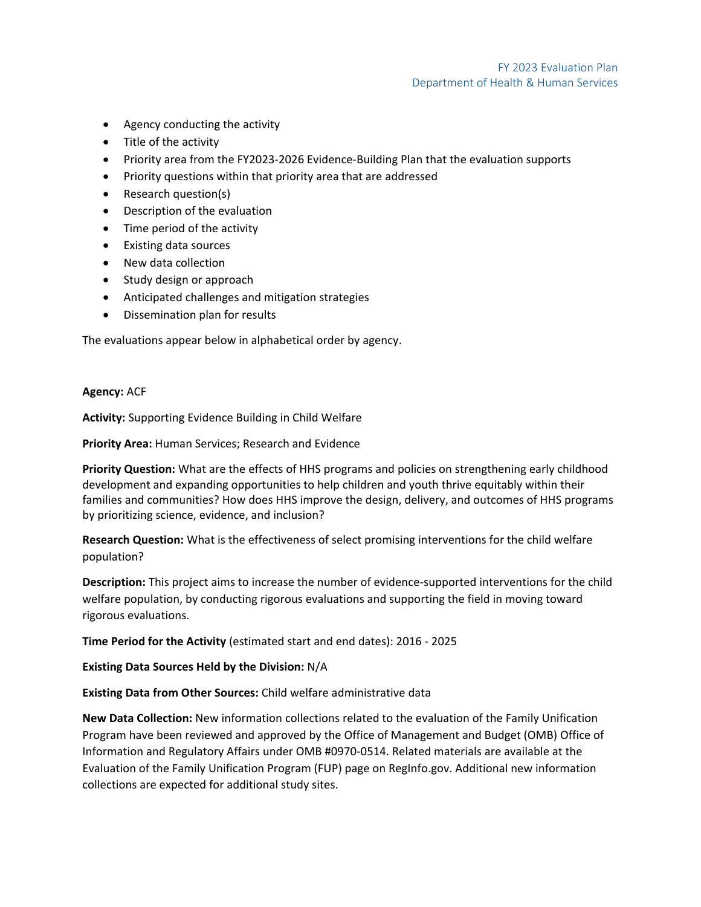- Agency conducting the activity
- Title of the activity
- Priority area from the FY2023-2026 Evidence-Building Plan that the evaluation supports
- Priority questions within that priority area that are addressed
- Research question(s)
- Description of the evaluation
- Time period of the activity
- Existing data sources
- New data collection
- Study design or approach
- Anticipated challenges and mitigation strategies
- Dissemination plan for results

The evaluations appear below in alphabetical order by agency.

**Agency:** ACF

**Activity:** Supporting Evidence Building in Child Welfare

**Priority Area:** Human Services; Research and Evidence

**Priority Question:** What are the effects of HHS programs and policies on strengthening early childhood development and expanding opportunities to help children and youth thrive equitably within their families and communities? How does HHS improve the design, delivery, and outcomes of HHS programs by prioritizing science, evidence, and inclusion?

**Research Question:** What is the effectiveness of select promising interventions for the child welfare population?

**Description:** This project aims to increase the number of evidence-supported interventions for the child welfare population, by conducting rigorous evaluations and supporting the field in moving toward rigorous evaluations.

**Time Period for the Activity** (estimated start and end dates): 2016 - 2025

**Existing Data Sources Held by the Division:** N/A

**Existing Data from Other Sources:** Child welfare administrative data

**New Data Collection:** New information collections related to the evaluation of the Family Unification Program have been reviewed and approved by the Office of Management and Budget (OMB) Office of Information and Regulatory Affairs under OMB #0970-0514. Related materials are available at the Evaluation of the Family Unification Program (FUP) page on RegInfo.gov. Additional new information collections are expected for additional study sites.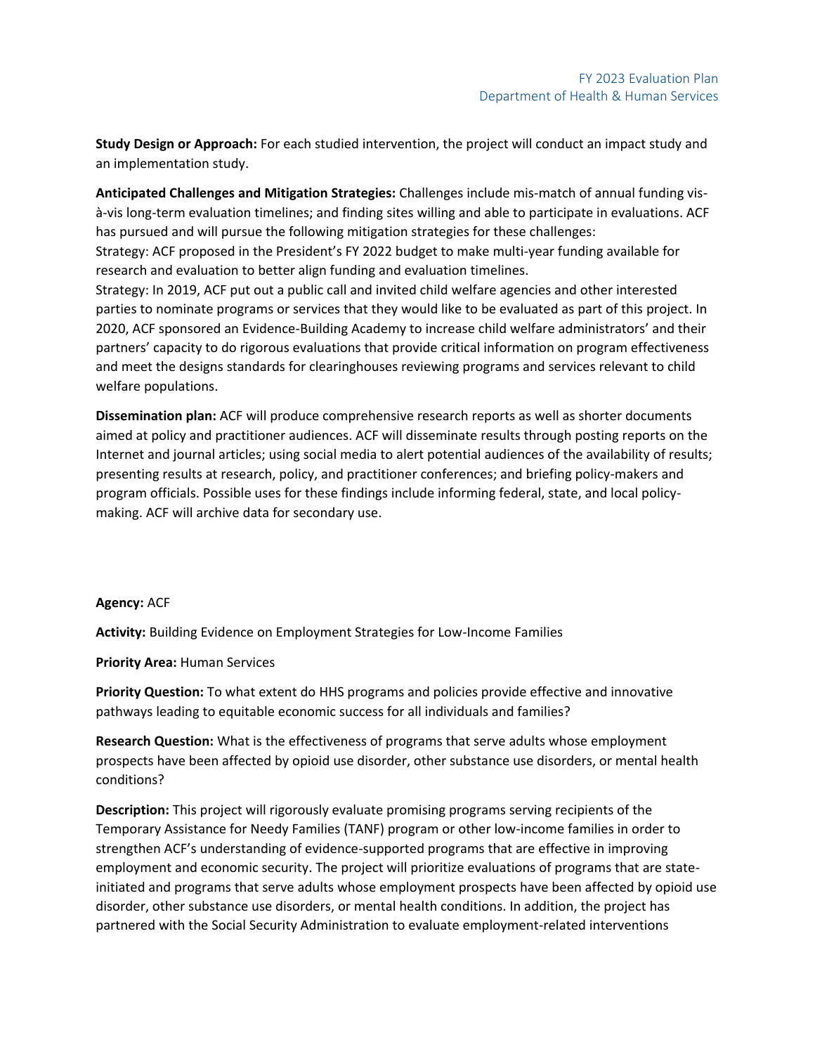**Study Design or Approach:** For each studied intervention, the project will conduct an impact study and an implementation study.

**Anticipated Challenges and Mitigation Strategies:** Challenges include mis-match of annual funding vis-à-vis long-term evaluation timelines; and finding sites willing and able to participate in evaluations. ACF has pursued and will pursue the following mitigation strategies for these challenges:
Strategy: ACF proposed in the President's FY 2022 budget to make multi-year funding available for research and evaluation to better align funding and evaluation timelines.
Strategy: In 2019, ACF put out a public call and invited child welfare agencies and other interested parties to nominate programs or services that they would like to be evaluated as part of this project. In 2020, ACF sponsored an Evidence-Building Academy to increase child welfare administrators' and their partners' capacity to do rigorous evaluations that provide critical information on program effectiveness and meet the designs standards for clearinghouses reviewing programs and services relevant to child welfare populations.

**Dissemination plan:** ACF will produce comprehensive research reports as well as shorter documents aimed at policy and practitioner audiences. ACF will disseminate results through posting reports on the Internet and journal articles; using social media to alert potential audiences of the availability of results; presenting results at research, policy, and practitioner conferences; and briefing policy-makers and program officials. Possible uses for these findings include informing federal, state, and local policy-making. ACF will archive data for secondary use.

**Agency:** ACF

**Activity:** Building Evidence on Employment Strategies for Low-Income Families

**Priority Area:** Human Services

**Priority Question:** To what extent do HHS programs and policies provide effective and innovative pathways leading to equitable economic success for all individuals and families?

**Research Question:** What is the effectiveness of programs that serve adults whose employment prospects have been affected by opioid use disorder, other substance use disorders, or mental health conditions?

**Description:** This project will rigorously evaluate promising programs serving recipients of the Temporary Assistance for Needy Families (TANF) program or other low-income families in order to strengthen ACF's understanding of evidence-supported programs that are effective in improving employment and economic security. The project will prioritize evaluations of programs that are state-initiated and programs that serve adults whose employment prospects have been affected by opioid use disorder, other substance use disorders, or mental health conditions. In addition, the project has partnered with the Social Security Administration to evaluate employment-related interventions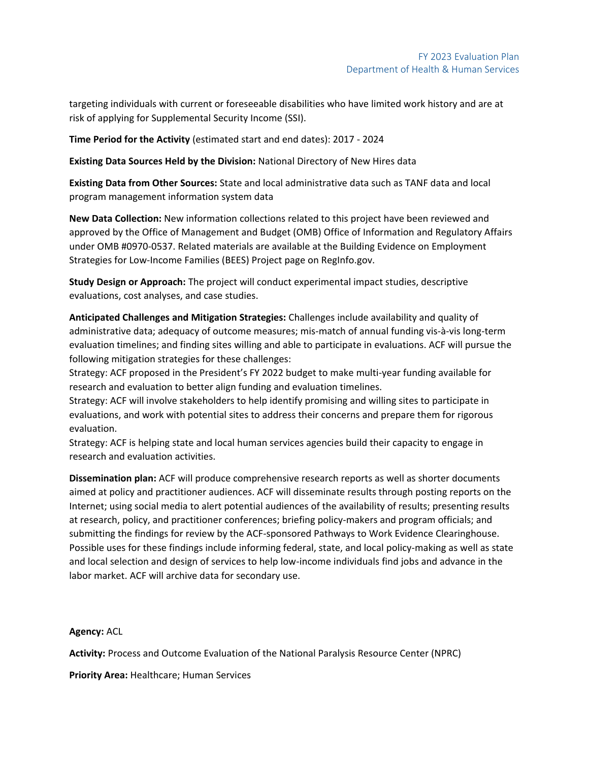targeting individuals with current or foreseeable disabilities who have limited work history and are at risk of applying for Supplemental Security Income (SSI).

**Time Period for the Activity** (estimated start and end dates): 2017 - 2024

**Existing Data Sources Held by the Division:** National Directory of New Hires data

**Existing Data from Other Sources:** State and local administrative data such as TANF data and local program management information system data

**New Data Collection:** New information collections related to this project have been reviewed and approved by the Office of Management and Budget (OMB) Office of Information and Regulatory Affairs under OMB #0970-0537. Related materials are available at the Building Evidence on Employment Strategies for Low-Income Families (BEES) Project page on RegInfo.gov.

**Study Design or Approach:** The project will conduct experimental impact studies, descriptive evaluations, cost analyses, and case studies.

**Anticipated Challenges and Mitigation Strategies:** Challenges include availability and quality of administrative data; adequacy of outcome measures; mis-match of annual funding vis-à-vis long-term evaluation timelines; and finding sites willing and able to participate in evaluations. ACF will pursue the following mitigation strategies for these challenges:
Strategy: ACF proposed in the President's FY 2022 budget to make multi-year funding available for research and evaluation to better align funding and evaluation timelines.
Strategy: ACF will involve stakeholders to help identify promising and willing sites to participate in evaluations, and work with potential sites to address their concerns and prepare them for rigorous evaluation.
Strategy: ACF is helping state and local human services agencies build their capacity to engage in research and evaluation activities.

**Dissemination plan:** ACF will produce comprehensive research reports as well as shorter documents aimed at policy and practitioner audiences. ACF will disseminate results through posting reports on the Internet; using social media to alert potential audiences of the availability of results; presenting results at research, policy, and practitioner conferences; briefing policy-makers and program officials; and submitting the findings for review by the ACF-sponsored Pathways to Work Evidence Clearinghouse. Possible uses for these findings include informing federal, state, and local policy-making as well as state and local selection and design of services to help low-income individuals find jobs and advance in the labor market. ACF will archive data for secondary use.

**Agency:** ACL

**Activity:** Process and Outcome Evaluation of the National Paralysis Resource Center (NPRC)

**Priority Area:** Healthcare; Human Services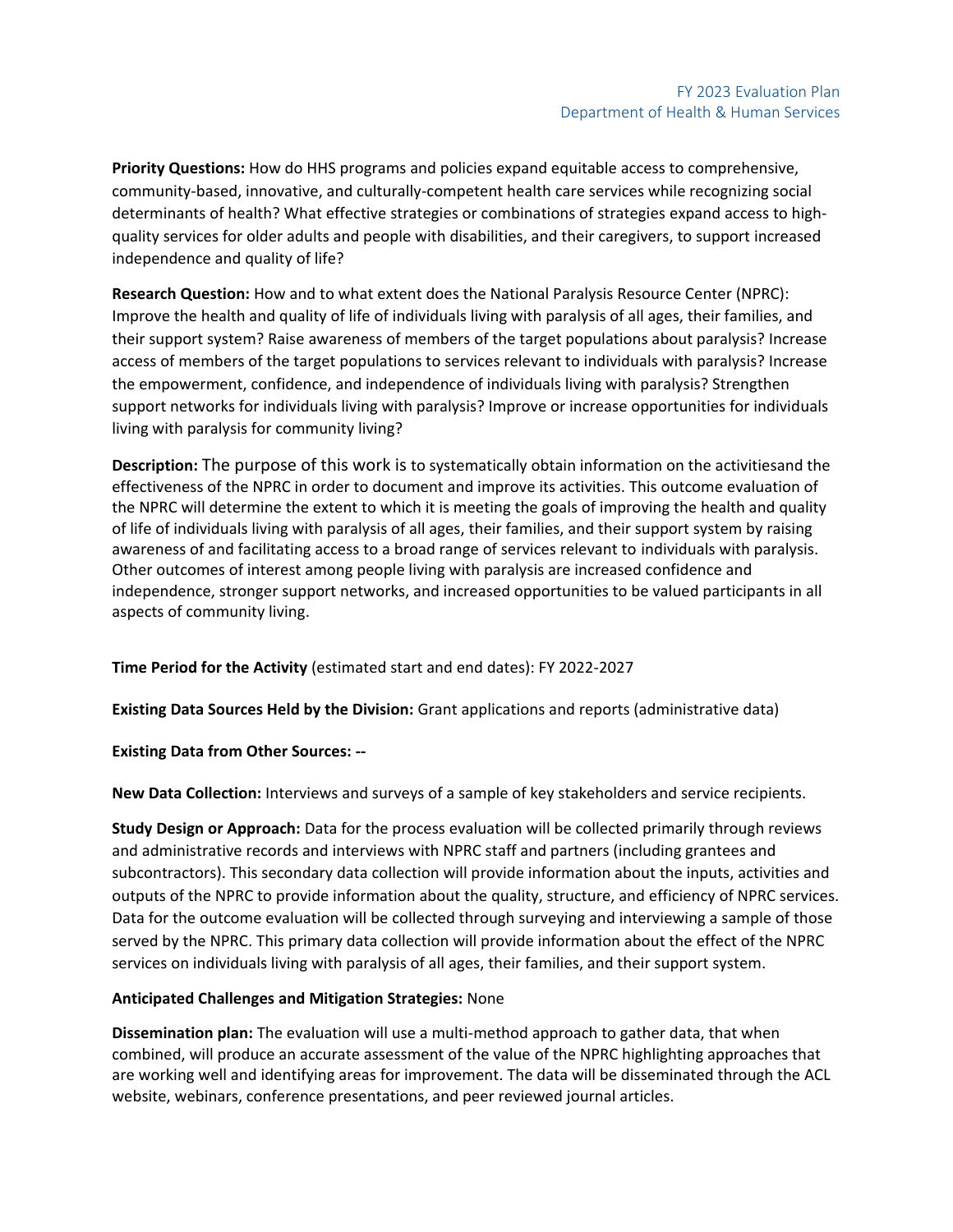**Priority Questions:** How do HHS programs and policies expand equitable access to comprehensive, community-based, innovative, and culturally-competent health care services while recognizing social determinants of health? What effective strategies or combinations of strategies expand access to high-quality services for older adults and people with disabilities, and their caregivers, to support increased independence and quality of life?

**Research Question:** How and to what extent does the National Paralysis Resource Center (NPRC): Improve the health and quality of life of individuals living with paralysis of all ages, their families, and their support system? Raise awareness of members of the target populations about paralysis? Increase access of members of the target populations to services relevant to individuals with paralysis? Increase the empowerment, confidence, and independence of individuals living with paralysis? Strengthen support networks for individuals living with paralysis? Improve or increase opportunities for individuals living with paralysis for community living?

**Description:** The purpose of this work is to systematically obtain information on the activitiesand the effectiveness of the NPRC in order to document and improve its activities. This outcome evaluation of the NPRC will determine the extent to which it is meeting the goals of improving the health and quality of life of individuals living with paralysis of all ages, their families, and their support system by raising awareness of and facilitating access to a broad range of services relevant to individuals with paralysis. Other outcomes of interest among people living with paralysis are increased confidence and independence, stronger support networks, and increased opportunities to be valued participants in all aspects of community living.

**Time Period for the Activity** (estimated start and end dates): FY 2022-2027

**Existing Data Sources Held by the Division:** Grant applications and reports (administrative data)

**Existing Data from Other Sources: --**

**New Data Collection:** Interviews and surveys of a sample of key stakeholders and service recipients.

**Study Design or Approach:** Data for the process evaluation will be collected primarily through reviews and administrative records and interviews with NPRC staff and partners (including grantees and subcontractors). This secondary data collection will provide information about the inputs, activities and outputs of the NPRC to provide information about the quality, structure, and efficiency of NPRC services. Data for the outcome evaluation will be collected through surveying and interviewing a sample of those served by the NPRC. This primary data collection will provide information about the effect of the NPRC services on individuals living with paralysis of all ages, their families, and their support system.

**Anticipated Challenges and Mitigation Strategies:** None

**Dissemination plan:** The evaluation will use a multi-method approach to gather data, that when combined, will produce an accurate assessment of the value of the NPRC highlighting approaches that are working well and identifying areas for improvement. The data will be disseminated through the ACL website, webinars, conference presentations, and peer reviewed journal articles.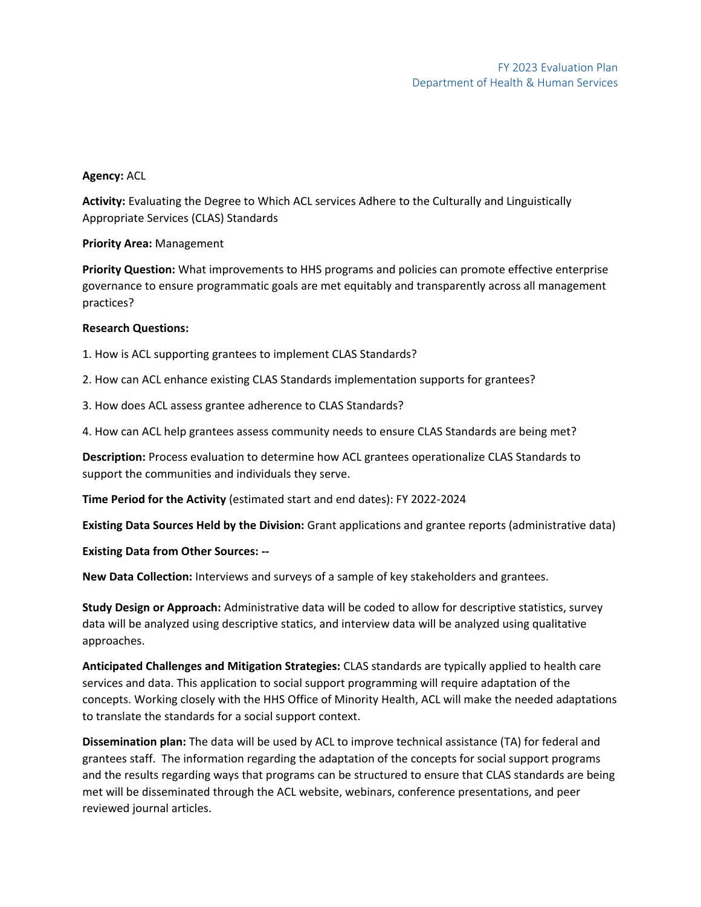**Agency:** ACL

**Activity:** Evaluating the Degree to Which ACL services Adhere to the Culturally and Linguistically Appropriate Services (CLAS) Standards

**Priority Area:** Management

**Priority Question:** What improvements to HHS programs and policies can promote effective enterprise governance to ensure programmatic goals are met equitably and transparently across all management practices?

**Research Questions:**

1. How is ACL supporting grantees to implement CLAS Standards?

2. How can ACL enhance existing CLAS Standards implementation supports for grantees?

3. How does ACL assess grantee adherence to CLAS Standards?

4. How can ACL help grantees assess community needs to ensure CLAS Standards are being met?

**Description:** Process evaluation to determine how ACL grantees operationalize CLAS Standards to support the communities and individuals they serve.

**Time Period for the Activity** (estimated start and end dates): FY 2022-2024

**Existing Data Sources Held by the Division:** Grant applications and grantee reports (administrative data)

**Existing Data from Other Sources: --**

**New Data Collection:** Interviews and surveys of a sample of key stakeholders and grantees.

**Study Design or Approach:** Administrative data will be coded to allow for descriptive statistics, survey data will be analyzed using descriptive statics, and interview data will be analyzed using qualitative approaches.

**Anticipated Challenges and Mitigation Strategies:** CLAS standards are typically applied to health care services and data. This application to social support programming will require adaptation of the concepts. Working closely with the HHS Office of Minority Health, ACL will make the needed adaptations to translate the standards for a social support context.

**Dissemination plan:** The data will be used by ACL to improve technical assistance (TA) for federal and grantees staff. The information regarding the adaptation of the concepts for social support programs and the results regarding ways that programs can be structured to ensure that CLAS standards are being met will be disseminated through the ACL website, webinars, conference presentations, and peer reviewed journal articles.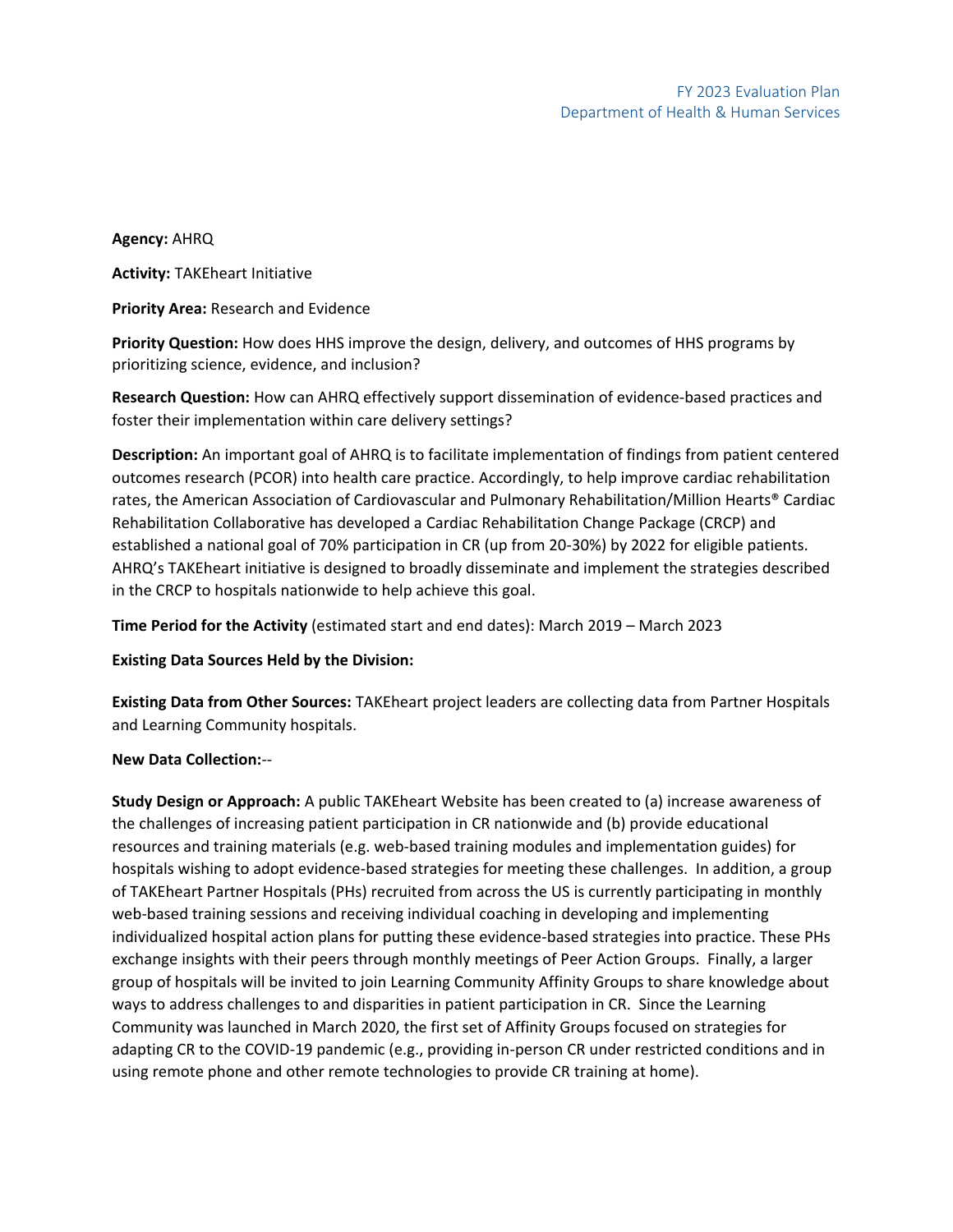**Agency:** AHRQ

**Activity:** TAKEheart Initiative

**Priority Area:** Research and Evidence

**Priority Question:** How does HHS improve the design, delivery, and outcomes of HHS programs by prioritizing science, evidence, and inclusion?

**Research Question:** How can AHRQ effectively support dissemination of evidence-based practices and foster their implementation within care delivery settings?

**Description:** An important goal of AHRQ is to facilitate implementation of findings from patient centered outcomes research (PCOR) into health care practice. Accordingly, to help improve cardiac rehabilitation rates, the American Association of Cardiovascular and Pulmonary Rehabilitation/Million Hearts® Cardiac Rehabilitation Collaborative has developed a Cardiac Rehabilitation Change Package (CRCP) and established a national goal of 70% participation in CR (up from 20-30%) by 2022 for eligible patients. AHRQ's TAKEheart initiative is designed to broadly disseminate and implement the strategies described in the CRCP to hospitals nationwide to help achieve this goal.

**Time Period for the Activity** (estimated start and end dates): March 2019 – March 2023

**Existing Data Sources Held by the Division:**

**Existing Data from Other Sources:** TAKEheart project leaders are collecting data from Partner Hospitals and Learning Community hospitals.

**New Data Collection:**--

**Study Design or Approach:** A public TAKEheart Website has been created to (a) increase awareness of the challenges of increasing patient participation in CR nationwide and (b) provide educational resources and training materials (e.g. web-based training modules and implementation guides) for hospitals wishing to adopt evidence-based strategies for meeting these challenges. In addition, a group of TAKEheart Partner Hospitals (PHs) recruited from across the US is currently participating in monthly web-based training sessions and receiving individual coaching in developing and implementing individualized hospital action plans for putting these evidence-based strategies into practice. These PHs exchange insights with their peers through monthly meetings of Peer Action Groups. Finally, a larger group of hospitals will be invited to join Learning Community Affinity Groups to share knowledge about ways to address challenges to and disparities in patient participation in CR. Since the Learning Community was launched in March 2020, the first set of Affinity Groups focused on strategies for adapting CR to the COVID-19 pandemic (e.g., providing in-person CR under restricted conditions and in using remote phone and other remote technologies to provide CR training at home).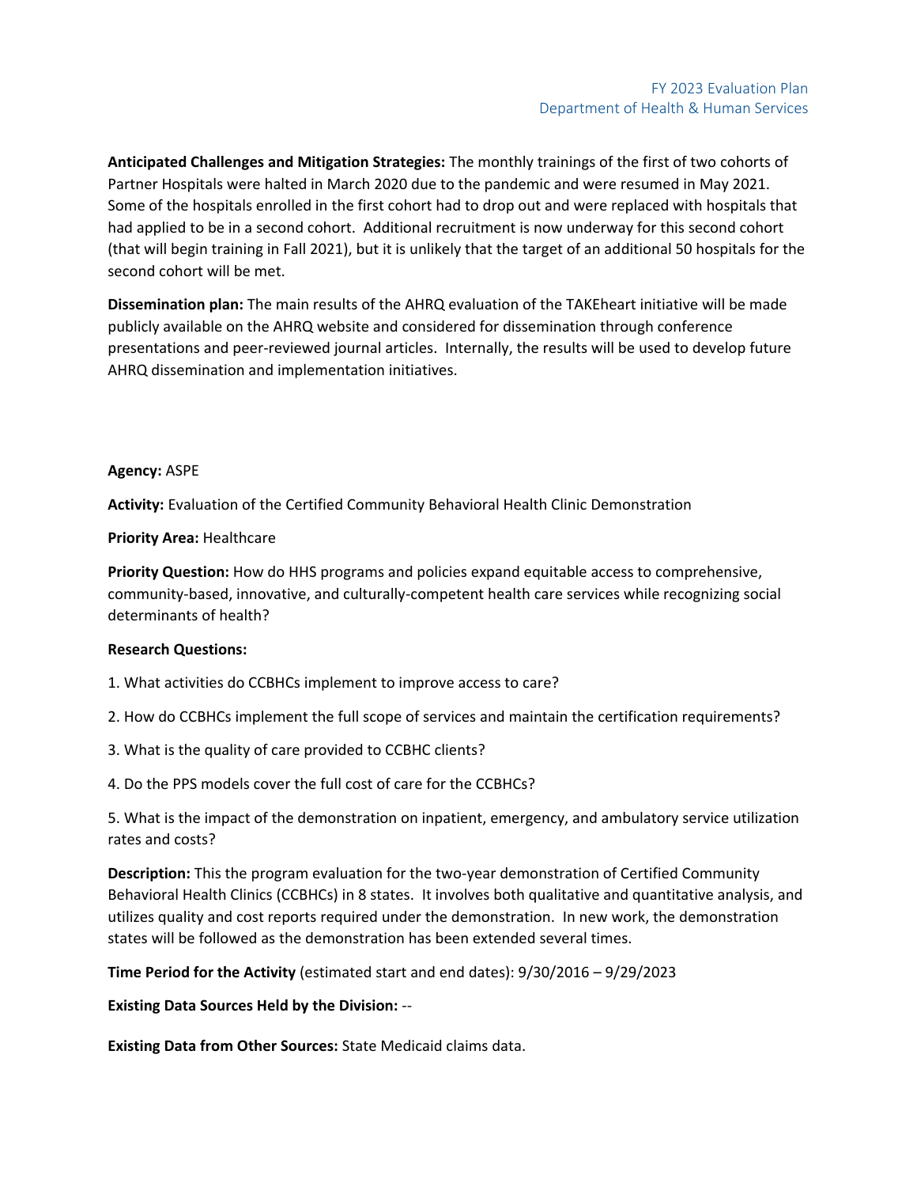**Anticipated Challenges and Mitigation Strategies:** The monthly trainings of the first of two cohorts of Partner Hospitals were halted in March 2020 due to the pandemic and were resumed in May 2021. Some of the hospitals enrolled in the first cohort had to drop out and were replaced with hospitals that had applied to be in a second cohort. Additional recruitment is now underway for this second cohort (that will begin training in Fall 2021), but it is unlikely that the target of an additional 50 hospitals for the second cohort will be met.

**Dissemination plan:** The main results of the AHRQ evaluation of the TAKEheart initiative will be made publicly available on the AHRQ website and considered for dissemination through conference presentations and peer-reviewed journal articles. Internally, the results will be used to develop future AHRQ dissemination and implementation initiatives.

**Agency:** ASPE

**Activity:** Evaluation of the Certified Community Behavioral Health Clinic Demonstration

**Priority Area:** Healthcare

**Priority Question:** How do HHS programs and policies expand equitable access to comprehensive, community-based, innovative, and culturally-competent health care services while recognizing social determinants of health?

**Research Questions:**

1. What activities do CCBHCs implement to improve access to care?

2. How do CCBHCs implement the full scope of services and maintain the certification requirements?

3. What is the quality of care provided to CCBHC clients?

4. Do the PPS models cover the full cost of care for the CCBHCs?

5. What is the impact of the demonstration on inpatient, emergency, and ambulatory service utilization rates and costs?

**Description:** This the program evaluation for the two-year demonstration of Certified Community Behavioral Health Clinics (CCBHCs) in 8 states. It involves both qualitative and quantitative analysis, and utilizes quality and cost reports required under the demonstration. In new work, the demonstration states will be followed as the demonstration has been extended several times.

**Time Period for the Activity** (estimated start and end dates): 9/30/2016 – 9/29/2023

**Existing Data Sources Held by the Division:** --

**Existing Data from Other Sources:** State Medicaid claims data.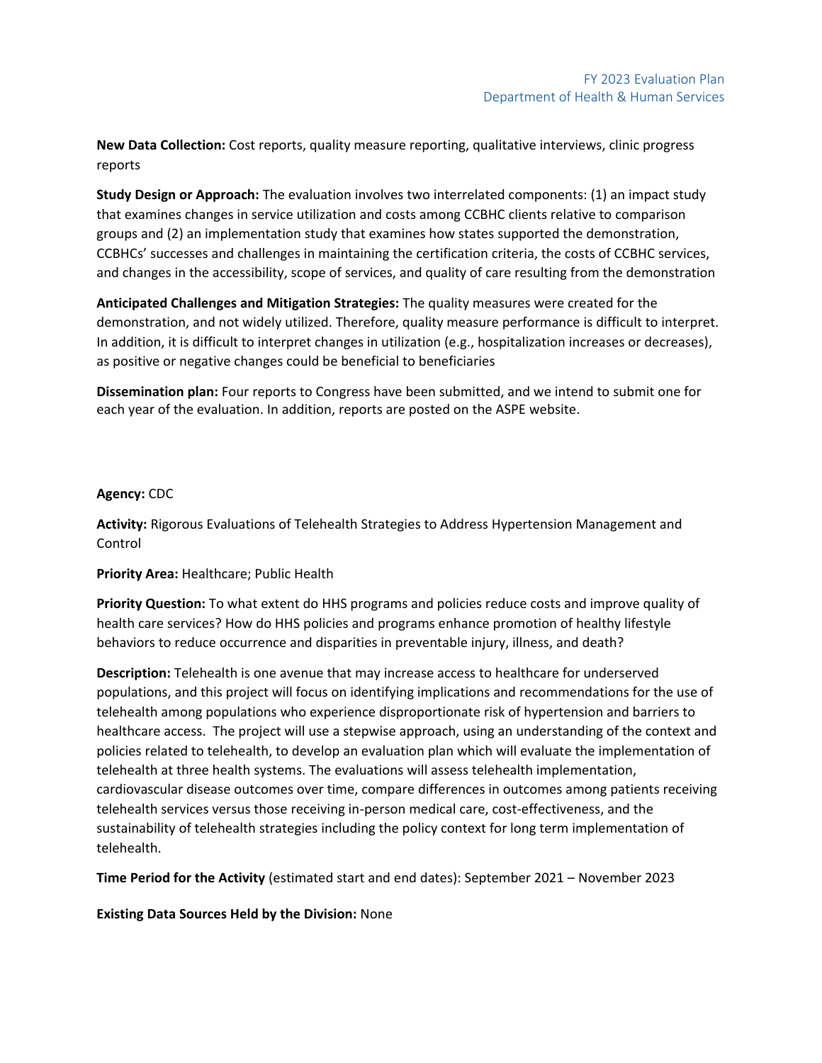**New Data Collection:** Cost reports, quality measure reporting, qualitative interviews, clinic progress reports

**Study Design or Approach:** The evaluation involves two interrelated components: (1) an impact study that examines changes in service utilization and costs among CCBHC clients relative to comparison groups and (2) an implementation study that examines how states supported the demonstration, CCBHCs' successes and challenges in maintaining the certification criteria, the costs of CCBHC services, and changes in the accessibility, scope of services, and quality of care resulting from the demonstration

**Anticipated Challenges and Mitigation Strategies:** The quality measures were created for the demonstration, and not widely utilized. Therefore, quality measure performance is difficult to interpret. In addition, it is difficult to interpret changes in utilization (e.g., hospitalization increases or decreases), as positive or negative changes could be beneficial to beneficiaries

**Dissemination plan:** Four reports to Congress have been submitted, and we intend to submit one for each year of the evaluation. In addition, reports are posted on the ASPE website.

**Agency:** CDC

**Activity:** Rigorous Evaluations of Telehealth Strategies to Address Hypertension Management and Control

**Priority Area:** Healthcare; Public Health

**Priority Question:** To what extent do HHS programs and policies reduce costs and improve quality of health care services? How do HHS policies and programs enhance promotion of healthy lifestyle behaviors to reduce occurrence and disparities in preventable injury, illness, and death?

**Description:** Telehealth is one avenue that may increase access to healthcare for underserved populations, and this project will focus on identifying implications and recommendations for the use of telehealth among populations who experience disproportionate risk of hypertension and barriers to healthcare access. The project will use a stepwise approach, using an understanding of the context and policies related to telehealth, to develop an evaluation plan which will evaluate the implementation of telehealth at three health systems. The evaluations will assess telehealth implementation, cardiovascular disease outcomes over time, compare differences in outcomes among patients receiving telehealth services versus those receiving in-person medical care, cost-effectiveness, and the sustainability of telehealth strategies including the policy context for long term implementation of telehealth.

**Time Period for the Activity** (estimated start and end dates): September 2021 – November 2023

**Existing Data Sources Held by the Division:** None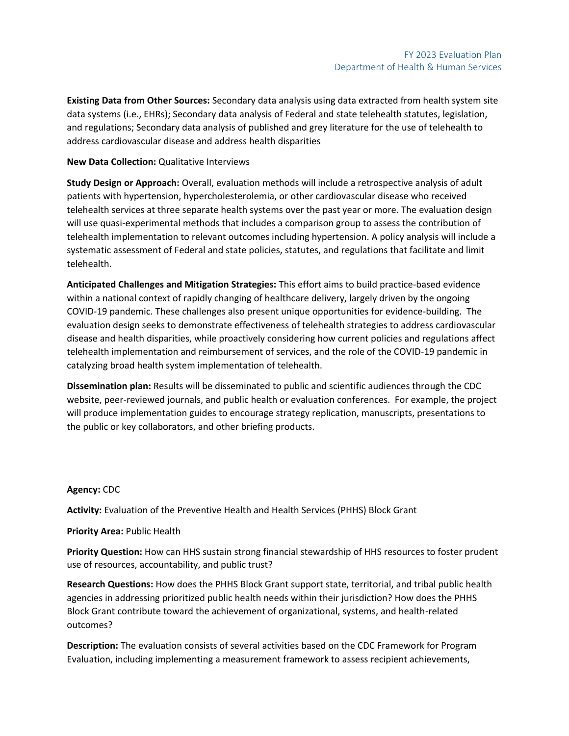**Existing Data from Other Sources:** Secondary data analysis using data extracted from health system site data systems (i.e., EHRs); Secondary data analysis of Federal and state telehealth statutes, legislation, and regulations; Secondary data analysis of published and grey literature for the use of telehealth to address cardiovascular disease and address health disparities

**New Data Collection:** Qualitative Interviews

**Study Design or Approach:** Overall, evaluation methods will include a retrospective analysis of adult patients with hypertension, hypercholesterolemia, or other cardiovascular disease who received telehealth services at three separate health systems over the past year or more. The evaluation design will use quasi-experimental methods that includes a comparison group to assess the contribution of telehealth implementation to relevant outcomes including hypertension. A policy analysis will include a systematic assessment of Federal and state policies, statutes, and regulations that facilitate and limit telehealth.

**Anticipated Challenges and Mitigation Strategies:** This effort aims to build practice-based evidence within a national context of rapidly changing of healthcare delivery, largely driven by the ongoing COVID-19 pandemic. These challenges also present unique opportunities for evidence-building. The evaluation design seeks to demonstrate effectiveness of telehealth strategies to address cardiovascular disease and health disparities, while proactively considering how current policies and regulations affect telehealth implementation and reimbursement of services, and the role of the COVID-19 pandemic in catalyzing broad health system implementation of telehealth.

**Dissemination plan:** Results will be disseminated to public and scientific audiences through the CDC website, peer-reviewed journals, and public health or evaluation conferences. For example, the project will produce implementation guides to encourage strategy replication, manuscripts, presentations to the public or key collaborators, and other briefing products.

**Agency:** CDC

**Activity:** Evaluation of the Preventive Health and Health Services (PHHS) Block Grant

**Priority Area:** Public Health

**Priority Question:** How can HHS sustain strong financial stewardship of HHS resources to foster prudent use of resources, accountability, and public trust?

**Research Questions:** How does the PHHS Block Grant support state, territorial, and tribal public health agencies in addressing prioritized public health needs within their jurisdiction? How does the PHHS Block Grant contribute toward the achievement of organizational, systems, and health-related outcomes?

**Description:** The evaluation consists of several activities based on the CDC Framework for Program Evaluation, including implementing a measurement framework to assess recipient achievements,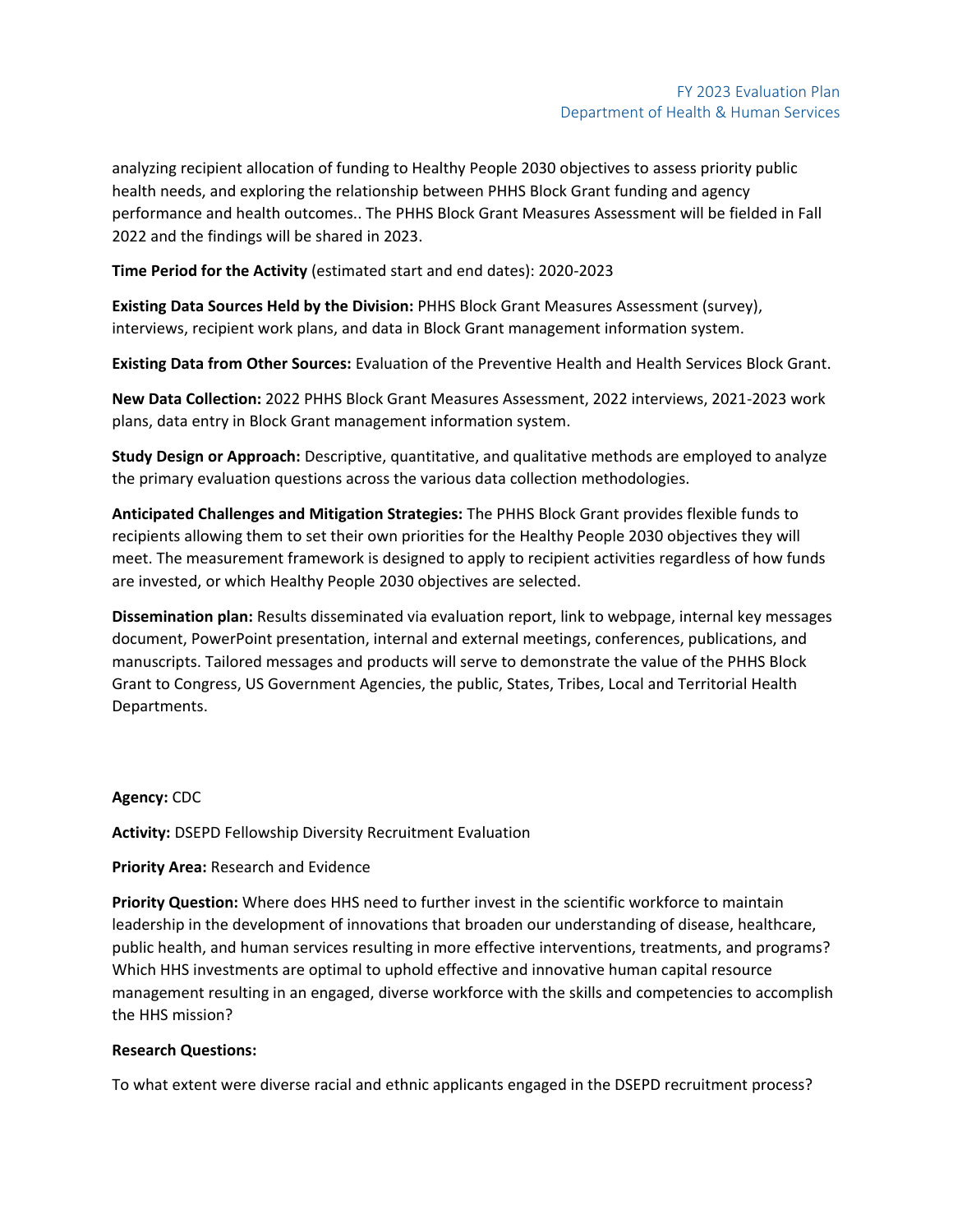analyzing recipient allocation of funding to Healthy People 2030 objectives to assess priority public health needs, and exploring the relationship between PHHS Block Grant funding and agency performance and health outcomes.. The PHHS Block Grant Measures Assessment will be fielded in Fall 2022 and the findings will be shared in 2023.

**Time Period for the Activity** (estimated start and end dates): 2020-2023

**Existing Data Sources Held by the Division:** PHHS Block Grant Measures Assessment (survey), interviews, recipient work plans, and data in Block Grant management information system.

**Existing Data from Other Sources:** Evaluation of the Preventive Health and Health Services Block Grant.

**New Data Collection:** 2022 PHHS Block Grant Measures Assessment, 2022 interviews, 2021-2023 work plans, data entry in Block Grant management information system.

**Study Design or Approach:** Descriptive, quantitative, and qualitative methods are employed to analyze the primary evaluation questions across the various data collection methodologies.

**Anticipated Challenges and Mitigation Strategies:** The PHHS Block Grant provides flexible funds to recipients allowing them to set their own priorities for the Healthy People 2030 objectives they will meet. The measurement framework is designed to apply to recipient activities regardless of how funds are invested, or which Healthy People 2030 objectives are selected.

**Dissemination plan:** Results disseminated via evaluation report, link to webpage, internal key messages document, PowerPoint presentation, internal and external meetings, conferences, publications, and manuscripts. Tailored messages and products will serve to demonstrate the value of the PHHS Block Grant to Congress, US Government Agencies, the public, States, Tribes, Local and Territorial Health Departments.

**Agency:** CDC

**Activity:** DSEPD Fellowship Diversity Recruitment Evaluation

**Priority Area:** Research and Evidence

**Priority Question:** Where does HHS need to further invest in the scientific workforce to maintain leadership in the development of innovations that broaden our understanding of disease, healthcare, public health, and human services resulting in more effective interventions, treatments, and programs? Which HHS investments are optimal to uphold effective and innovative human capital resource management resulting in an engaged, diverse workforce with the skills and competencies to accomplish the HHS mission?

**Research Questions:**

To what extent were diverse racial and ethnic applicants engaged in the DSEPD recruitment process?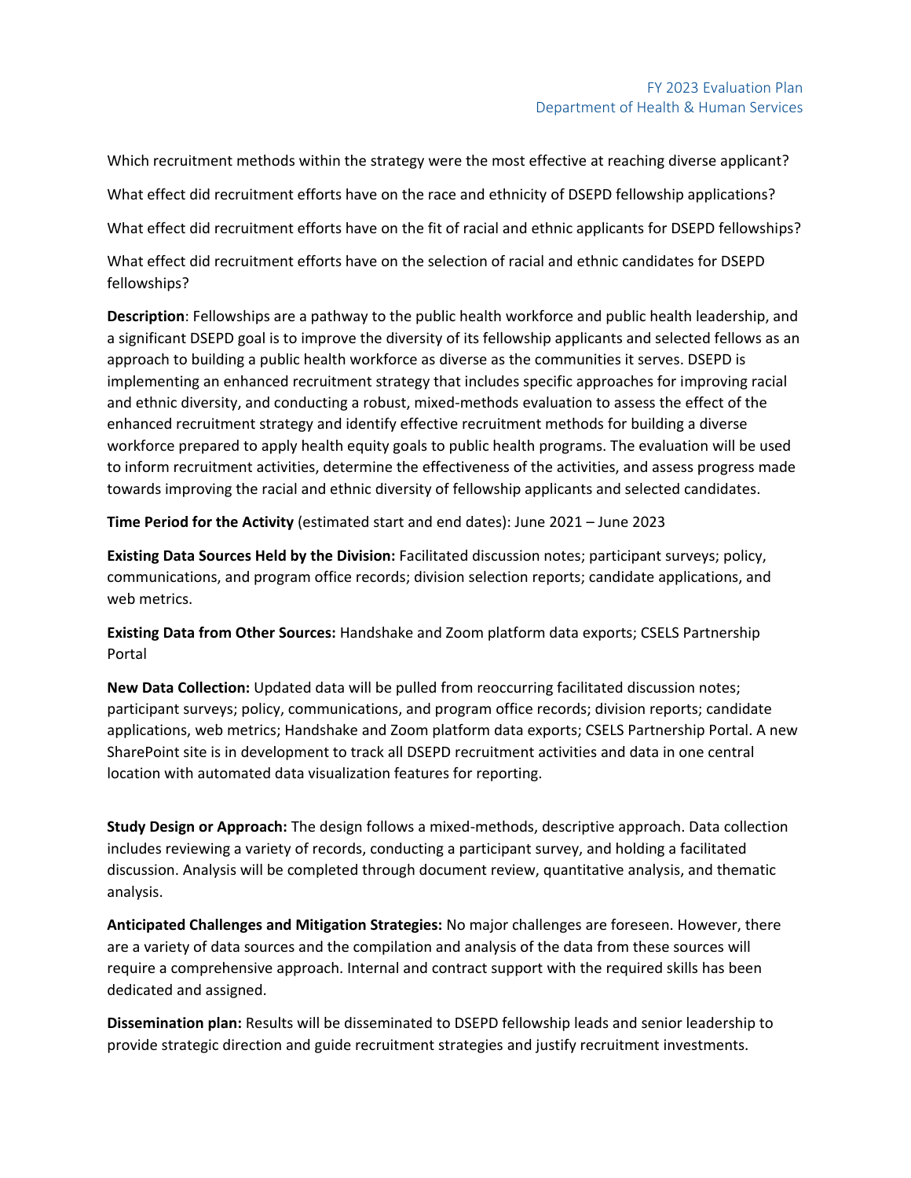Which recruitment methods within the strategy were the most effective at reaching diverse applicant?

What effect did recruitment efforts have on the race and ethnicity of DSEPD fellowship applications?

What effect did recruitment efforts have on the fit of racial and ethnic applicants for DSEPD fellowships?

What effect did recruitment efforts have on the selection of racial and ethnic candidates for DSEPD fellowships?

**Description**: Fellowships are a pathway to the public health workforce and public health leadership, and a significant DSEPD goal is to improve the diversity of its fellowship applicants and selected fellows as an approach to building a public health workforce as diverse as the communities it serves. DSEPD is implementing an enhanced recruitment strategy that includes specific approaches for improving racial and ethnic diversity, and conducting a robust, mixed-methods evaluation to assess the effect of the enhanced recruitment strategy and identify effective recruitment methods for building a diverse workforce prepared to apply health equity goals to public health programs. The evaluation will be used to inform recruitment activities, determine the effectiveness of the activities, and assess progress made towards improving the racial and ethnic diversity of fellowship applicants and selected candidates.

**Time Period for the Activity** (estimated start and end dates): June 2021 – June 2023

**Existing Data Sources Held by the Division:** Facilitated discussion notes; participant surveys; policy, communications, and program office records; division selection reports; candidate applications, and web metrics.

**Existing Data from Other Sources:** Handshake and Zoom platform data exports; CSELS Partnership Portal

**New Data Collection:** Updated data will be pulled from reoccurring facilitated discussion notes; participant surveys; policy, communications, and program office records; division reports; candidate applications, web metrics; Handshake and Zoom platform data exports; CSELS Partnership Portal. A new SharePoint site is in development to track all DSEPD recruitment activities and data in one central location with automated data visualization features for reporting.

**Study Design or Approach:** The design follows a mixed-methods, descriptive approach. Data collection includes reviewing a variety of records, conducting a participant survey, and holding a facilitated discussion. Analysis will be completed through document review, quantitative analysis, and thematic analysis.

**Anticipated Challenges and Mitigation Strategies:** No major challenges are foreseen. However, there are a variety of data sources and the compilation and analysis of the data from these sources will require a comprehensive approach. Internal and contract support with the required skills has been dedicated and assigned.

**Dissemination plan:** Results will be disseminated to DSEPD fellowship leads and senior leadership to provide strategic direction and guide recruitment strategies and justify recruitment investments.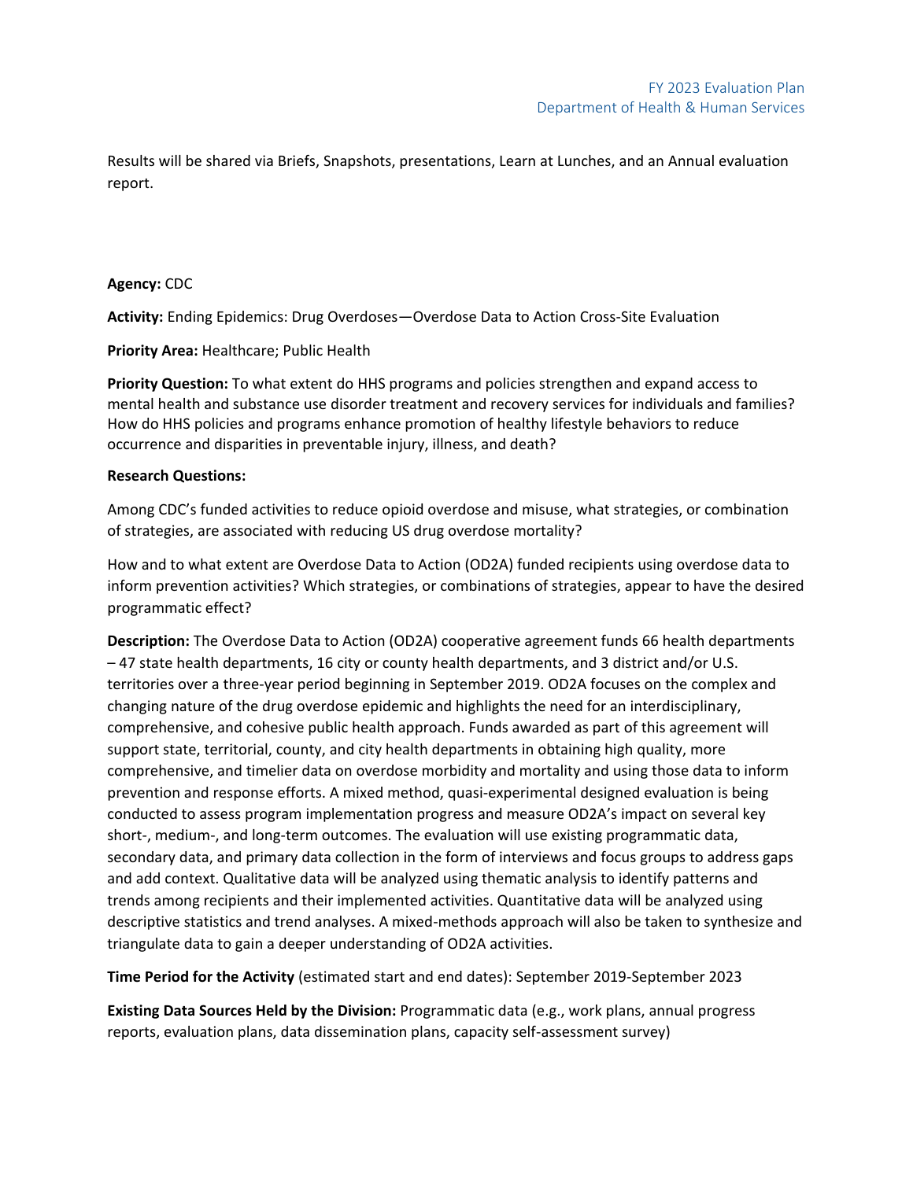Results will be shared via Briefs, Snapshots, presentations, Learn at Lunches, and an Annual evaluation report.

**Agency:** CDC

**Activity:** Ending Epidemics: Drug Overdoses—Overdose Data to Action Cross-Site Evaluation

**Priority Area:** Healthcare; Public Health

**Priority Question:** To what extent do HHS programs and policies strengthen and expand access to mental health and substance use disorder treatment and recovery services for individuals and families? How do HHS policies and programs enhance promotion of healthy lifestyle behaviors to reduce occurrence and disparities in preventable injury, illness, and death?

**Research Questions:**

Among CDC's funded activities to reduce opioid overdose and misuse, what strategies, or combination of strategies, are associated with reducing US drug overdose mortality?

How and to what extent are Overdose Data to Action (OD2A) funded recipients using overdose data to inform prevention activities? Which strategies, or combinations of strategies, appear to have the desired programmatic effect?

**Description:** The Overdose Data to Action (OD2A) cooperative agreement funds 66 health departments – 47 state health departments, 16 city or county health departments, and 3 district and/or U.S. territories over a three-year period beginning in September 2019. OD2A focuses on the complex and changing nature of the drug overdose epidemic and highlights the need for an interdisciplinary, comprehensive, and cohesive public health approach. Funds awarded as part of this agreement will support state, territorial, county, and city health departments in obtaining high quality, more comprehensive, and timelier data on overdose morbidity and mortality and using those data to inform prevention and response efforts. A mixed method, quasi-experimental designed evaluation is being conducted to assess program implementation progress and measure OD2A's impact on several key short-, medium-, and long-term outcomes. The evaluation will use existing programmatic data, secondary data, and primary data collection in the form of interviews and focus groups to address gaps and add context. Qualitative data will be analyzed using thematic analysis to identify patterns and trends among recipients and their implemented activities. Quantitative data will be analyzed using descriptive statistics and trend analyses. A mixed-methods approach will also be taken to synthesize and triangulate data to gain a deeper understanding of OD2A activities.

**Time Period for the Activity** (estimated start and end dates): September 2019-September 2023

**Existing Data Sources Held by the Division:** Programmatic data (e.g., work plans, annual progress reports, evaluation plans, data dissemination plans, capacity self-assessment survey)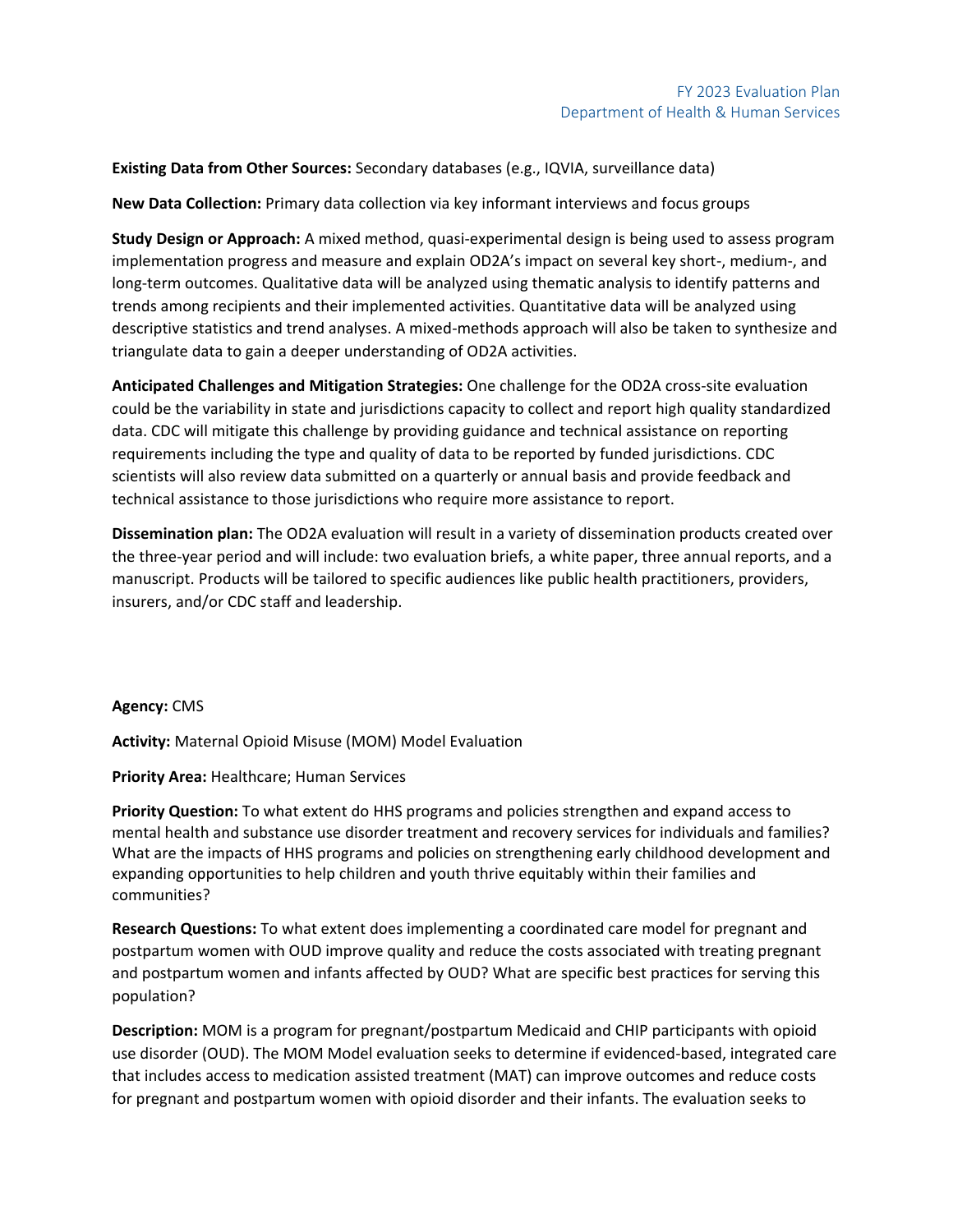**Existing Data from Other Sources:** Secondary databases (e.g., IQVIA, surveillance data)

**New Data Collection:** Primary data collection via key informant interviews and focus groups

**Study Design or Approach:** A mixed method, quasi-experimental design is being used to assess program implementation progress and measure and explain OD2A's impact on several key short-, medium-, and long-term outcomes. Qualitative data will be analyzed using thematic analysis to identify patterns and trends among recipients and their implemented activities. Quantitative data will be analyzed using descriptive statistics and trend analyses. A mixed-methods approach will also be taken to synthesize and triangulate data to gain a deeper understanding of OD2A activities.

**Anticipated Challenges and Mitigation Strategies:** One challenge for the OD2A cross-site evaluation could be the variability in state and jurisdictions capacity to collect and report high quality standardized data. CDC will mitigate this challenge by providing guidance and technical assistance on reporting requirements including the type and quality of data to be reported by funded jurisdictions. CDC scientists will also review data submitted on a quarterly or annual basis and provide feedback and technical assistance to those jurisdictions who require more assistance to report.

**Dissemination plan:** The OD2A evaluation will result in a variety of dissemination products created over the three-year period and will include: two evaluation briefs, a white paper, three annual reports, and a manuscript. Products will be tailored to specific audiences like public health practitioners, providers, insurers, and/or CDC staff and leadership.

**Agency:** CMS

**Activity:** Maternal Opioid Misuse (MOM) Model Evaluation

**Priority Area:** Healthcare; Human Services

**Priority Question:** To what extent do HHS programs and policies strengthen and expand access to mental health and substance use disorder treatment and recovery services for individuals and families? What are the impacts of HHS programs and policies on strengthening early childhood development and expanding opportunities to help children and youth thrive equitably within their families and communities?

**Research Questions:** To what extent does implementing a coordinated care model for pregnant and postpartum women with OUD improve quality and reduce the costs associated with treating pregnant and postpartum women and infants affected by OUD? What are specific best practices for serving this population?

**Description:** MOM is a program for pregnant/postpartum Medicaid and CHIP participants with opioid use disorder (OUD). The MOM Model evaluation seeks to determine if evidenced-based, integrated care that includes access to medication assisted treatment (MAT) can improve outcomes and reduce costs for pregnant and postpartum women with opioid disorder and their infants. The evaluation seeks to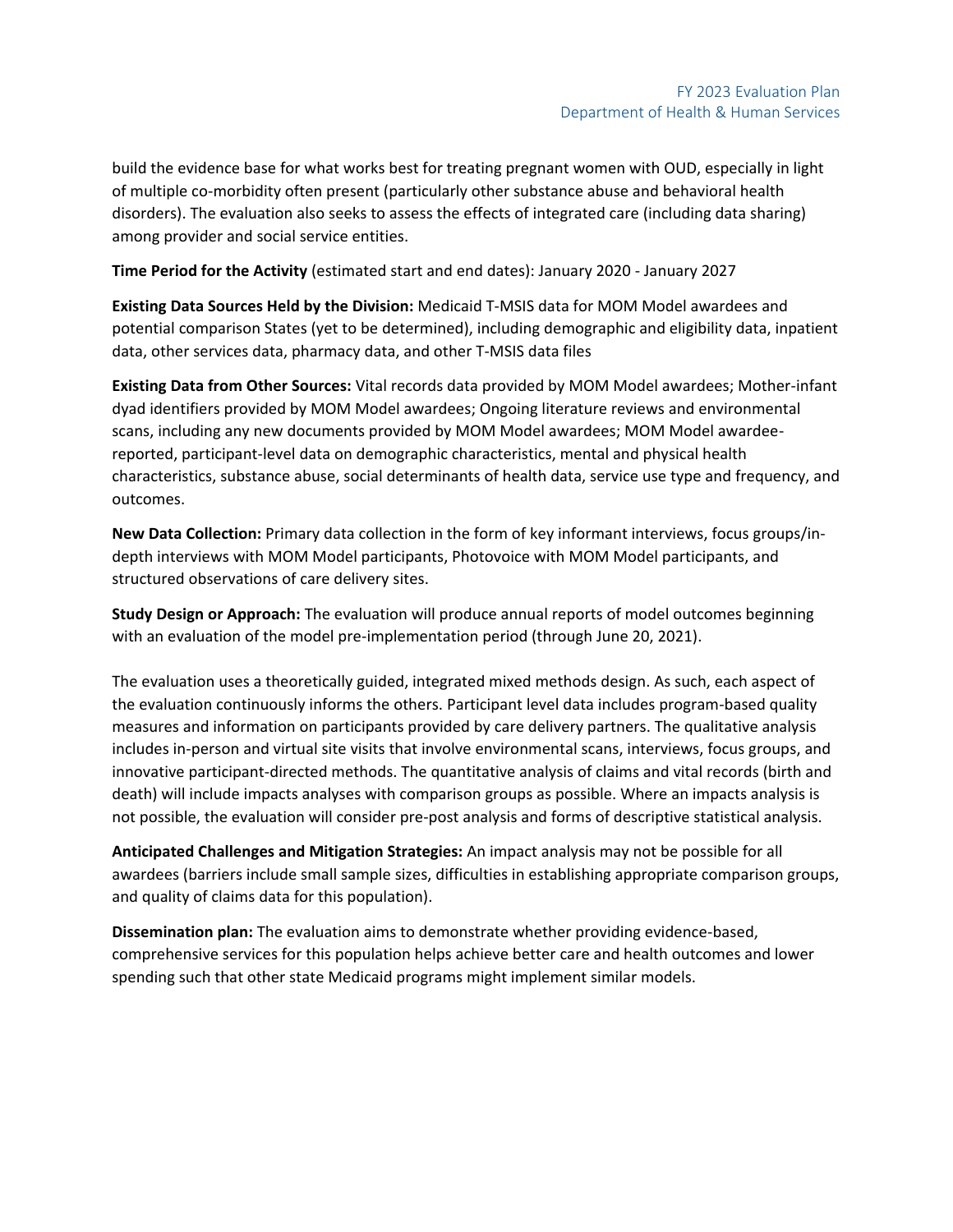build the evidence base for what works best for treating pregnant women with OUD, especially in light of multiple co-morbidity often present (particularly other substance abuse and behavioral health disorders). The evaluation also seeks to assess the effects of integrated care (including data sharing) among provider and social service entities.

**Time Period for the Activity** (estimated start and end dates): January 2020 - January 2027

**Existing Data Sources Held by the Division:** Medicaid T-MSIS data for MOM Model awardees and potential comparison States (yet to be determined), including demographic and eligibility data, inpatient data, other services data, pharmacy data, and other T-MSIS data files

**Existing Data from Other Sources:** Vital records data provided by MOM Model awardees; Mother-infant dyad identifiers provided by MOM Model awardees; Ongoing literature reviews and environmental scans, including any new documents provided by MOM Model awardees; MOM Model awardee-reported, participant-level data on demographic characteristics, mental and physical health characteristics, substance abuse, social determinants of health data, service use type and frequency, and outcomes.

**New Data Collection:** Primary data collection in the form of key informant interviews, focus groups/in-depth interviews with MOM Model participants, Photovoice with MOM Model participants, and structured observations of care delivery sites.

**Study Design or Approach:** The evaluation will produce annual reports of model outcomes beginning with an evaluation of the model pre-implementation period (through June 20, 2021).

The evaluation uses a theoretically guided, integrated mixed methods design. As such, each aspect of the evaluation continuously informs the others. Participant level data includes program-based quality measures and information on participants provided by care delivery partners. The qualitative analysis includes in-person and virtual site visits that involve environmental scans, interviews, focus groups, and innovative participant-directed methods. The quantitative analysis of claims and vital records (birth and death) will include impacts analyses with comparison groups as possible. Where an impacts analysis is not possible, the evaluation will consider pre-post analysis and forms of descriptive statistical analysis.

**Anticipated Challenges and Mitigation Strategies:** An impact analysis may not be possible for all awardees (barriers include small sample sizes, difficulties in establishing appropriate comparison groups, and quality of claims data for this population).

**Dissemination plan:** The evaluation aims to demonstrate whether providing evidence-based, comprehensive services for this population helps achieve better care and health outcomes and lower spending such that other state Medicaid programs might implement similar models.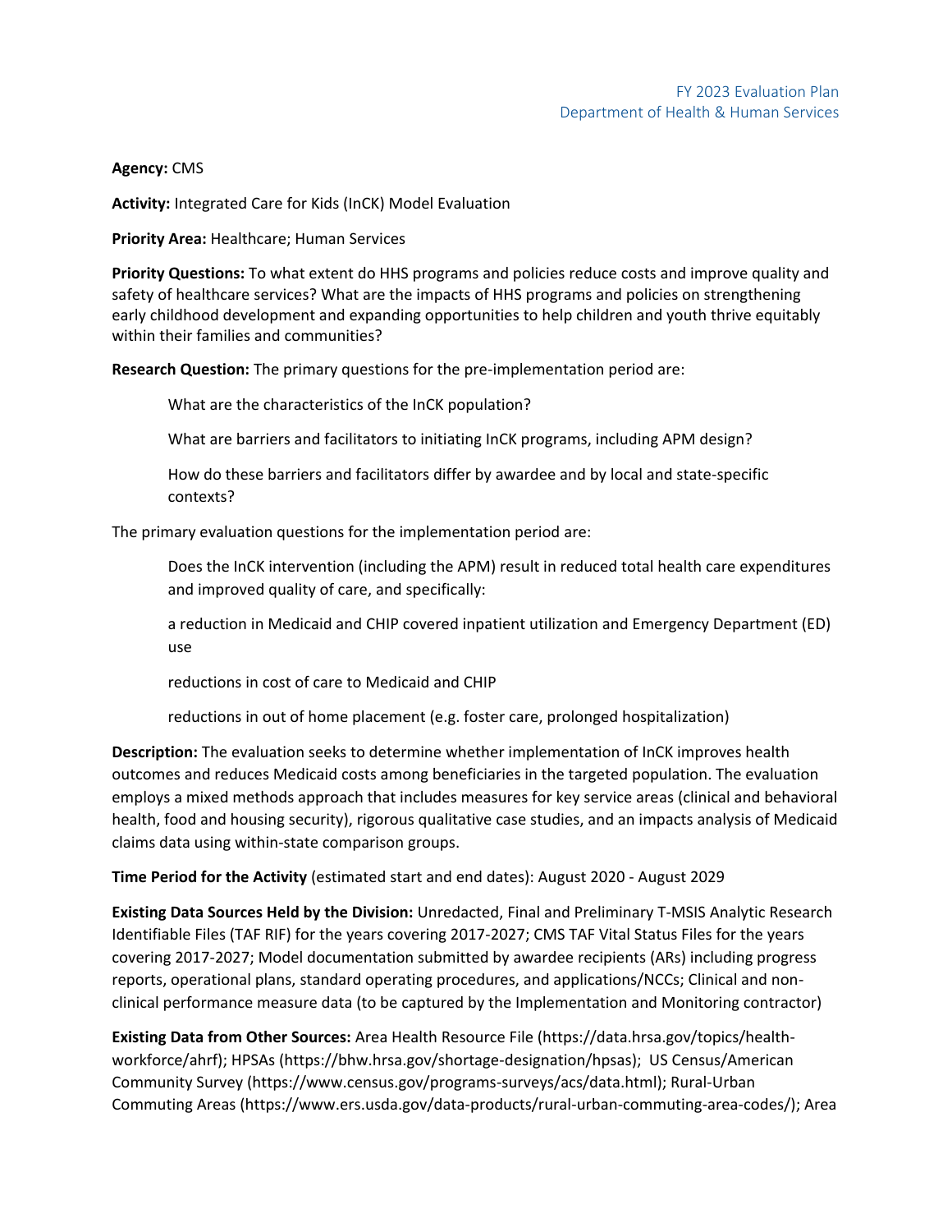**Agency:** CMS

**Activity:** Integrated Care for Kids (InCK) Model Evaluation

**Priority Area:** Healthcare; Human Services

**Priority Questions:** To what extent do HHS programs and policies reduce costs and improve quality and safety of healthcare services? What are the impacts of HHS programs and policies on strengthening early childhood development and expanding opportunities to help children and youth thrive equitably within their families and communities?

**Research Question:** The primary questions for the pre-implementation period are:

> What are the characteristics of the InCK population?
>
> What are barriers and facilitators to initiating InCK programs, including APM design?
>
> How do these barriers and facilitators differ by awardee and by local and state-specific contexts?

The primary evaluation questions for the implementation period are:

> Does the InCK intervention (including the APM) result in reduced total health care expenditures and improved quality of care, and specifically:
>
> a reduction in Medicaid and CHIP covered inpatient utilization and Emergency Department (ED) use
>
> reductions in cost of care to Medicaid and CHIP
>
> reductions in out of home placement (e.g. foster care, prolonged hospitalization)

**Description:** The evaluation seeks to determine whether implementation of InCK improves health outcomes and reduces Medicaid costs among beneficiaries in the targeted population. The evaluation employs a mixed methods approach that includes measures for key service areas (clinical and behavioral health, food and housing security), rigorous qualitative case studies, and an impacts analysis of Medicaid claims data using within-state comparison groups.

**Time Period for the Activity** (estimated start and end dates): August 2020 - August 2029

**Existing Data Sources Held by the Division:** Unredacted, Final and Preliminary T-MSIS Analytic Research Identifiable Files (TAF RIF) for the years covering 2017-2027; CMS TAF Vital Status Files for the years covering 2017-2027; Model documentation submitted by awardee recipients (ARs) including progress reports, operational plans, standard operating procedures, and applications/NCCs; Clinical and non-clinical performance measure data (to be captured by the Implementation and Monitoring contractor)

**Existing Data from Other Sources:** Area Health Resource File (https://data.hrsa.gov/topics/health-workforce/ahrf); HPSAs (https://bhw.hrsa.gov/shortage-designation/hpsas); US Census/American Community Survey (https://www.census.gov/programs-surveys/acs/data.html); Rural-Urban Commuting Areas (https://www.ers.usda.gov/data-products/rural-urban-commuting-area-codes/); Area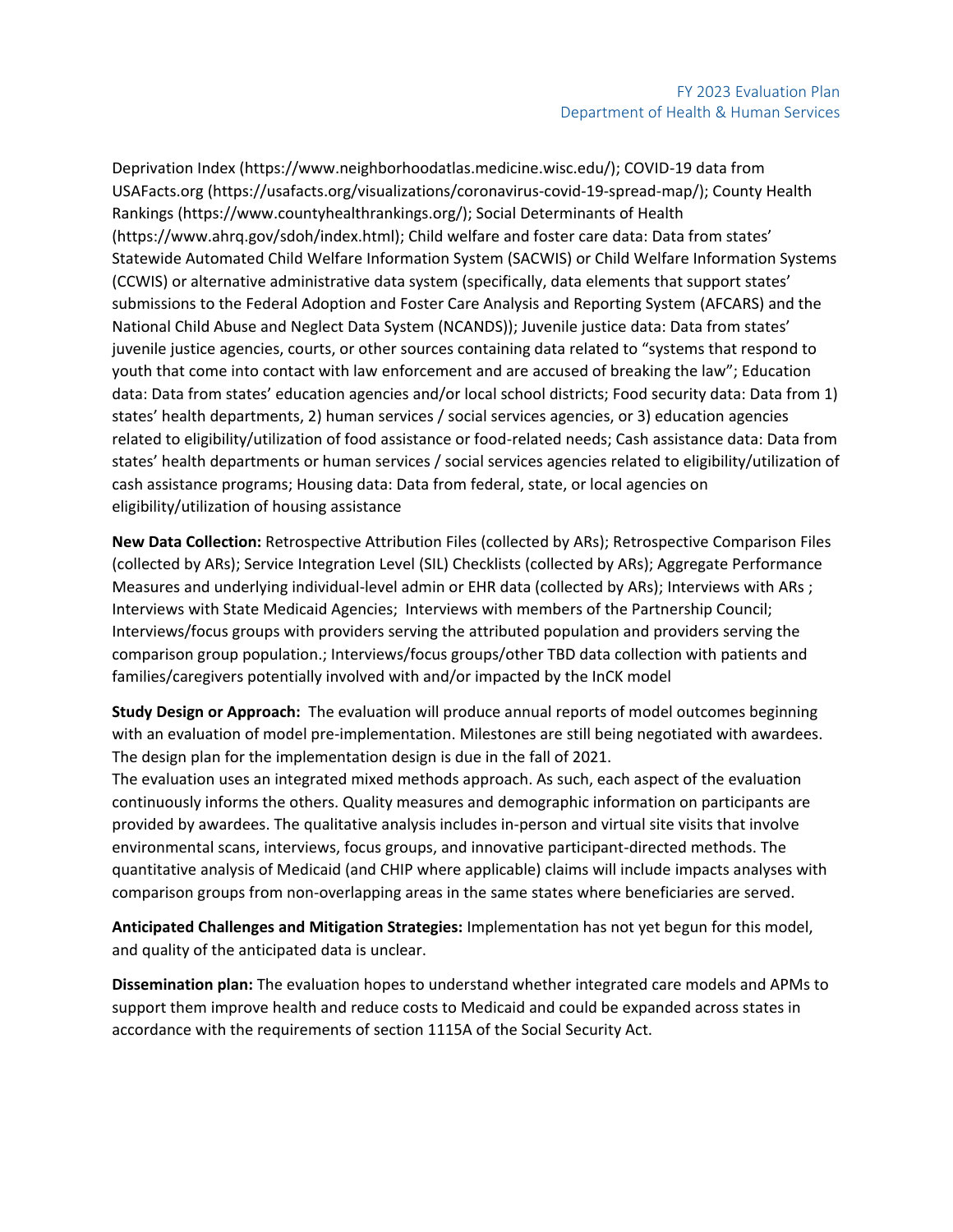Deprivation Index (https://www.neighborhoodatlas.medicine.wisc.edu/); COVID-19 data from USAFacts.org (https://usafacts.org/visualizations/coronavirus-covid-19-spread-map/); County Health Rankings (https://www.countyhealthrankings.org/); Social Determinants of Health (https://www.ahrq.gov/sdoh/index.html); Child welfare and foster care data: Data from states' Statewide Automated Child Welfare Information System (SACWIS) or Child Welfare Information Systems (CCWIS) or alternative administrative data system (specifically, data elements that support states' submissions to the Federal Adoption and Foster Care Analysis and Reporting System (AFCARS) and the National Child Abuse and Neglect Data System (NCANDS)); Juvenile justice data: Data from states' juvenile justice agencies, courts, or other sources containing data related to "systems that respond to youth that come into contact with law enforcement and are accused of breaking the law"; Education data: Data from states' education agencies and/or local school districts; Food security data: Data from 1) states' health departments, 2) human services / social services agencies, or 3) education agencies related to eligibility/utilization of food assistance or food-related needs; Cash assistance data: Data from states' health departments or human services / social services agencies related to eligibility/utilization of cash assistance programs; Housing data: Data from federal, state, or local agencies on eligibility/utilization of housing assistance

**New Data Collection:** Retrospective Attribution Files (collected by ARs); Retrospective Comparison Files (collected by ARs); Service Integration Level (SIL) Checklists (collected by ARs); Aggregate Performance Measures and underlying individual-level admin or EHR data (collected by ARs); Interviews with ARs ; Interviews with State Medicaid Agencies; Interviews with members of the Partnership Council; Interviews/focus groups with providers serving the attributed population and providers serving the comparison group population.; Interviews/focus groups/other TBD data collection with patients and families/caregivers potentially involved with and/or impacted by the InCK model

**Study Design or Approach:** The evaluation will produce annual reports of model outcomes beginning with an evaluation of model pre-implementation. Milestones are still being negotiated with awardees. The design plan for the implementation design is due in the fall of 2021.

The evaluation uses an integrated mixed methods approach. As such, each aspect of the evaluation continuously informs the others. Quality measures and demographic information on participants are provided by awardees. The qualitative analysis includes in-person and virtual site visits that involve environmental scans, interviews, focus groups, and innovative participant-directed methods. The quantitative analysis of Medicaid (and CHIP where applicable) claims will include impacts analyses with comparison groups from non-overlapping areas in the same states where beneficiaries are served.

**Anticipated Challenges and Mitigation Strategies:** Implementation has not yet begun for this model, and quality of the anticipated data is unclear.

**Dissemination plan:** The evaluation hopes to understand whether integrated care models and APMs to support them improve health and reduce costs to Medicaid and could be expanded across states in accordance with the requirements of section 1115A of the Social Security Act.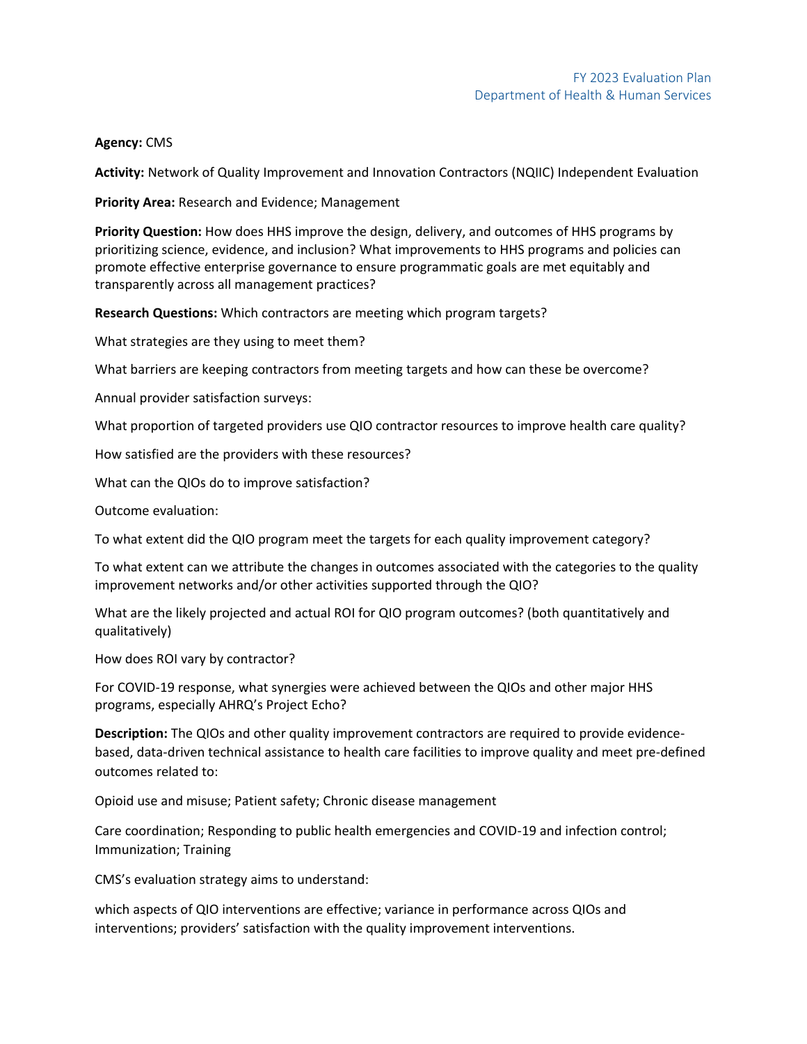**Agency:** CMS

**Activity:** Network of Quality Improvement and Innovation Contractors (NQIIC) Independent Evaluation

**Priority Area:** Research and Evidence; Management

**Priority Question:** How does HHS improve the design, delivery, and outcomes of HHS programs by prioritizing science, evidence, and inclusion? What improvements to HHS programs and policies can promote effective enterprise governance to ensure programmatic goals are met equitably and transparently across all management practices?

**Research Questions:** Which contractors are meeting which program targets?

What strategies are they using to meet them?

What barriers are keeping contractors from meeting targets and how can these be overcome?

Annual provider satisfaction surveys:

What proportion of targeted providers use QIO contractor resources to improve health care quality?

How satisfied are the providers with these resources?

What can the QIOs do to improve satisfaction?

Outcome evaluation:

To what extent did the QIO program meet the targets for each quality improvement category?

To what extent can we attribute the changes in outcomes associated with the categories to the quality improvement networks and/or other activities supported through the QIO?

What are the likely projected and actual ROI for QIO program outcomes? (both quantitatively and qualitatively)

How does ROI vary by contractor?

For COVID-19 response, what synergies were achieved between the QIOs and other major HHS programs, especially AHRQ's Project Echo?

**Description:** The QIOs and other quality improvement contractors are required to provide evidence-based, data-driven technical assistance to health care facilities to improve quality and meet pre-defined outcomes related to:

Opioid use and misuse; Patient safety; Chronic disease management

Care coordination; Responding to public health emergencies and COVID-19 and infection control; Immunization; Training

CMS's evaluation strategy aims to understand:

which aspects of QIO interventions are effective; variance in performance across QIOs and interventions; providers' satisfaction with the quality improvement interventions.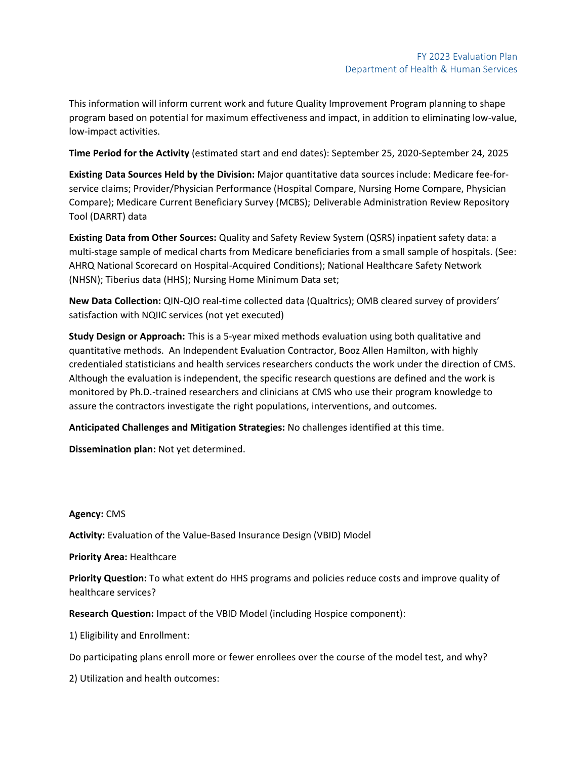This information will inform current work and future Quality Improvement Program planning to shape program based on potential for maximum effectiveness and impact, in addition to eliminating low-value, low-impact activities.

**Time Period for the Activity** (estimated start and end dates): September 25, 2020-September 24, 2025

**Existing Data Sources Held by the Division:** Major quantitative data sources include: Medicare fee-for-service claims; Provider/Physician Performance (Hospital Compare, Nursing Home Compare, Physician Compare); Medicare Current Beneficiary Survey (MCBS); Deliverable Administration Review Repository Tool (DARRT) data

**Existing Data from Other Sources:** Quality and Safety Review System (QSRS) inpatient safety data: a multi-stage sample of medical charts from Medicare beneficiaries from a small sample of hospitals. (See: AHRQ National Scorecard on Hospital-Acquired Conditions); National Healthcare Safety Network (NHSN); Tiberius data (HHS); Nursing Home Minimum Data set;

**New Data Collection:** QIN-QIO real-time collected data (Qualtrics); OMB cleared survey of providers' satisfaction with NQIIC services (not yet executed)

**Study Design or Approach:** This is a 5-year mixed methods evaluation using both qualitative and quantitative methods. An Independent Evaluation Contractor, Booz Allen Hamilton, with highly credentialed statisticians and health services researchers conducts the work under the direction of CMS. Although the evaluation is independent, the specific research questions are defined and the work is monitored by Ph.D.-trained researchers and clinicians at CMS who use their program knowledge to assure the contractors investigate the right populations, interventions, and outcomes.

**Anticipated Challenges and Mitigation Strategies:** No challenges identified at this time.

**Dissemination plan:** Not yet determined.

**Agency:** CMS

**Activity:** Evaluation of the Value-Based Insurance Design (VBID) Model

**Priority Area:** Healthcare

**Priority Question:** To what extent do HHS programs and policies reduce costs and improve quality of healthcare services?

**Research Question:** Impact of the VBID Model (including Hospice component):

1) Eligibility and Enrollment:

Do participating plans enroll more or fewer enrollees over the course of the model test, and why?

2) Utilization and health outcomes: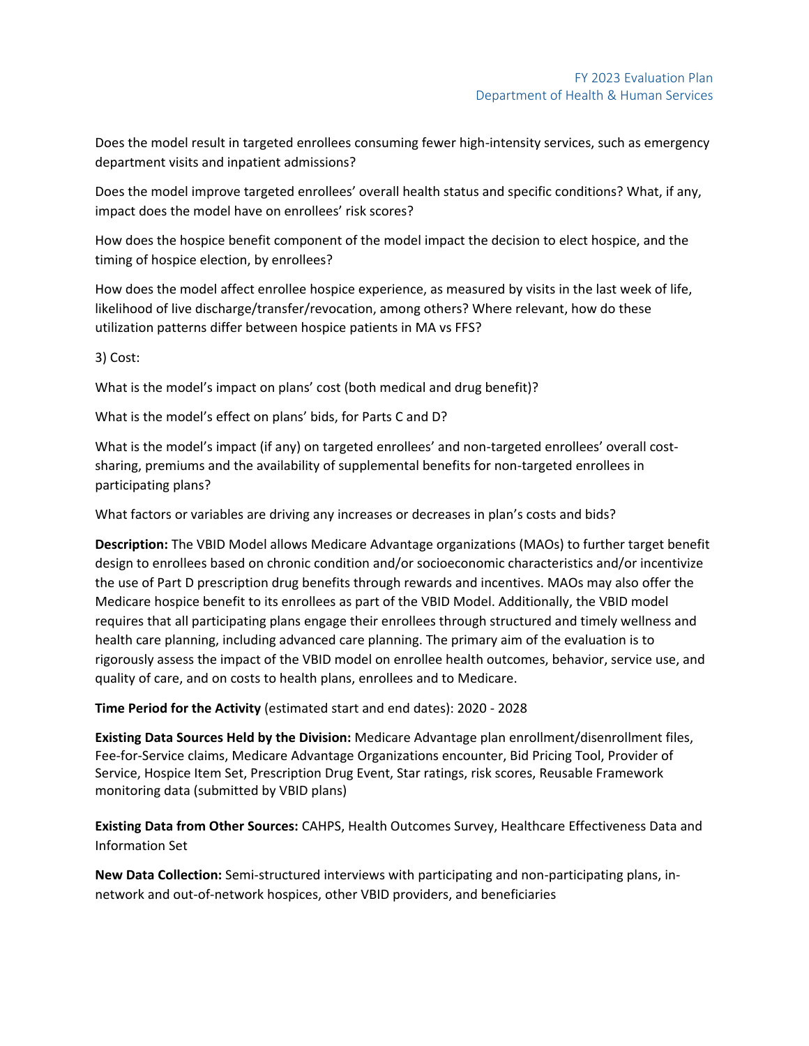Does the model result in targeted enrollees consuming fewer high-intensity services, such as emergency department visits and inpatient admissions?

Does the model improve targeted enrollees' overall health status and specific conditions? What, if any, impact does the model have on enrollees' risk scores?

How does the hospice benefit component of the model impact the decision to elect hospice, and the timing of hospice election, by enrollees?

How does the model affect enrollee hospice experience, as measured by visits in the last week of life, likelihood of live discharge/transfer/revocation, among others? Where relevant, how do these utilization patterns differ between hospice patients in MA vs FFS?

3) Cost:

What is the model's impact on plans' cost (both medical and drug benefit)?

What is the model's effect on plans' bids, for Parts C and D?

What is the model's impact (if any) on targeted enrollees' and non-targeted enrollees' overall cost-sharing, premiums and the availability of supplemental benefits for non-targeted enrollees in participating plans?

What factors or variables are driving any increases or decreases in plan's costs and bids?

**Description:** The VBID Model allows Medicare Advantage organizations (MAOs) to further target benefit design to enrollees based on chronic condition and/or socioeconomic characteristics and/or incentivize the use of Part D prescription drug benefits through rewards and incentives. MAOs may also offer the Medicare hospice benefit to its enrollees as part of the VBID Model. Additionally, the VBID model requires that all participating plans engage their enrollees through structured and timely wellness and health care planning, including advanced care planning. The primary aim of the evaluation is to rigorously assess the impact of the VBID model on enrollee health outcomes, behavior, service use, and quality of care, and on costs to health plans, enrollees and to Medicare.

**Time Period for the Activity** (estimated start and end dates): 2020 - 2028

**Existing Data Sources Held by the Division:** Medicare Advantage plan enrollment/disenrollment files, Fee-for-Service claims, Medicare Advantage Organizations encounter, Bid Pricing Tool, Provider of Service, Hospice Item Set, Prescription Drug Event, Star ratings, risk scores, Reusable Framework monitoring data (submitted by VBID plans)

**Existing Data from Other Sources:** CAHPS, Health Outcomes Survey, Healthcare Effectiveness Data and Information Set

**New Data Collection:** Semi-structured interviews with participating and non-participating plans, in-network and out-of-network hospices, other VBID providers, and beneficiaries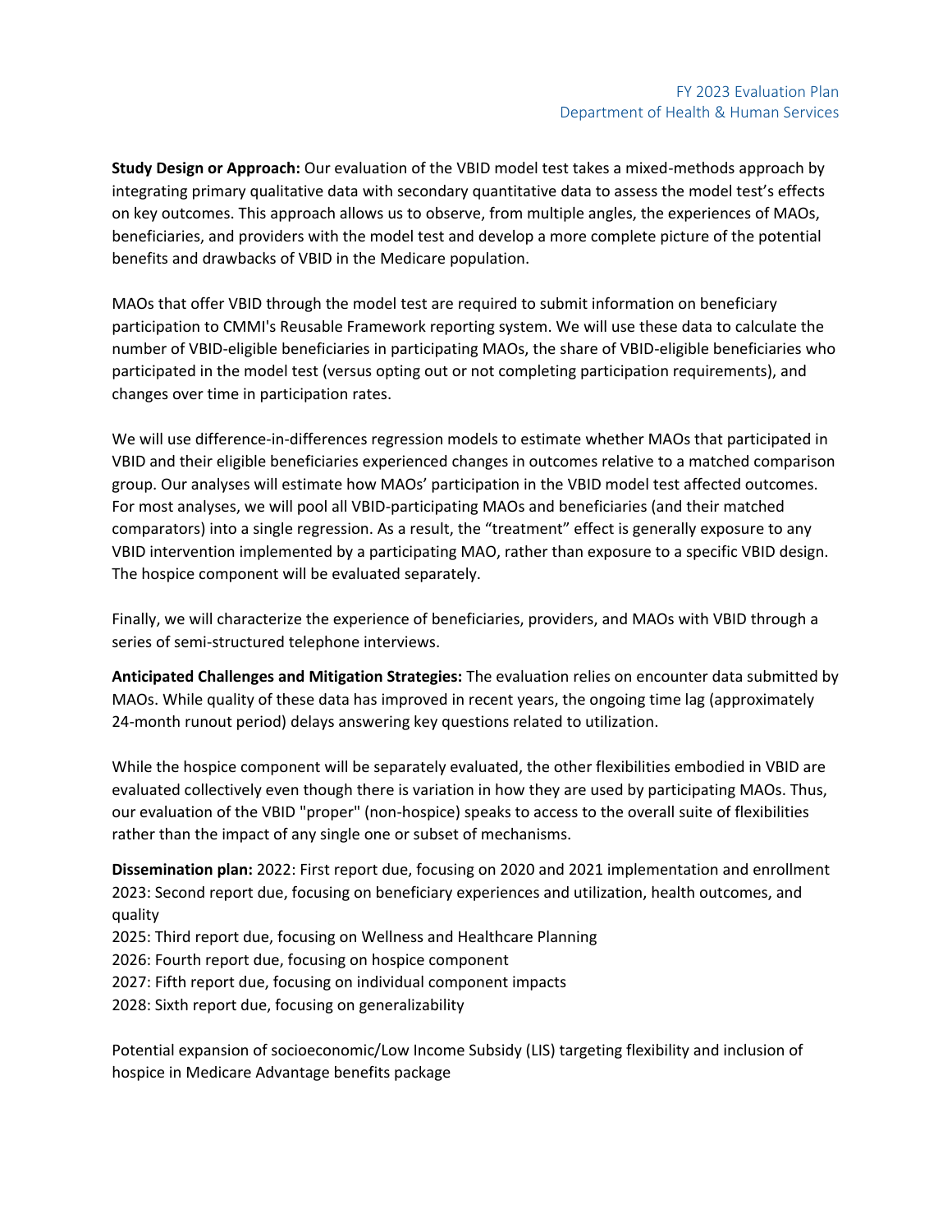**Study Design or Approach:** Our evaluation of the VBID model test takes a mixed-methods approach by integrating primary qualitative data with secondary quantitative data to assess the model test's effects on key outcomes. This approach allows us to observe, from multiple angles, the experiences of MAOs, beneficiaries, and providers with the model test and develop a more complete picture of the potential benefits and drawbacks of VBID in the Medicare population.

MAOs that offer VBID through the model test are required to submit information on beneficiary participation to CMMI's Reusable Framework reporting system. We will use these data to calculate the number of VBID-eligible beneficiaries in participating MAOs, the share of VBID-eligible beneficiaries who participated in the model test (versus opting out or not completing participation requirements), and changes over time in participation rates.

We will use difference-in-differences regression models to estimate whether MAOs that participated in VBID and their eligible beneficiaries experienced changes in outcomes relative to a matched comparison group. Our analyses will estimate how MAOs' participation in the VBID model test affected outcomes. For most analyses, we will pool all VBID-participating MAOs and beneficiaries (and their matched comparators) into a single regression. As a result, the "treatment" effect is generally exposure to any VBID intervention implemented by a participating MAO, rather than exposure to a specific VBID design. The hospice component will be evaluated separately.

Finally, we will characterize the experience of beneficiaries, providers, and MAOs with VBID through a series of semi-structured telephone interviews.

**Anticipated Challenges and Mitigation Strategies:** The evaluation relies on encounter data submitted by MAOs. While quality of these data has improved in recent years, the ongoing time lag (approximately 24-month runout period) delays answering key questions related to utilization.

While the hospice component will be separately evaluated, the other flexibilities embodied in VBID are evaluated collectively even though there is variation in how they are used by participating MAOs. Thus, our evaluation of the VBID "proper" (non-hospice) speaks to access to the overall suite of flexibilities rather than the impact of any single one or subset of mechanisms.

**Dissemination plan:** 2022: First report due, focusing on 2020 and 2021 implementation and enrollment
2023: Second report due, focusing on beneficiary experiences and utilization, health outcomes, and quality
2025: Third report due, focusing on Wellness and Healthcare Planning
2026: Fourth report due, focusing on hospice component
2027: Fifth report due, focusing on individual component impacts
2028: Sixth report due, focusing on generalizability

Potential expansion of socioeconomic/Low Income Subsidy (LIS) targeting flexibility and inclusion of hospice in Medicare Advantage benefits package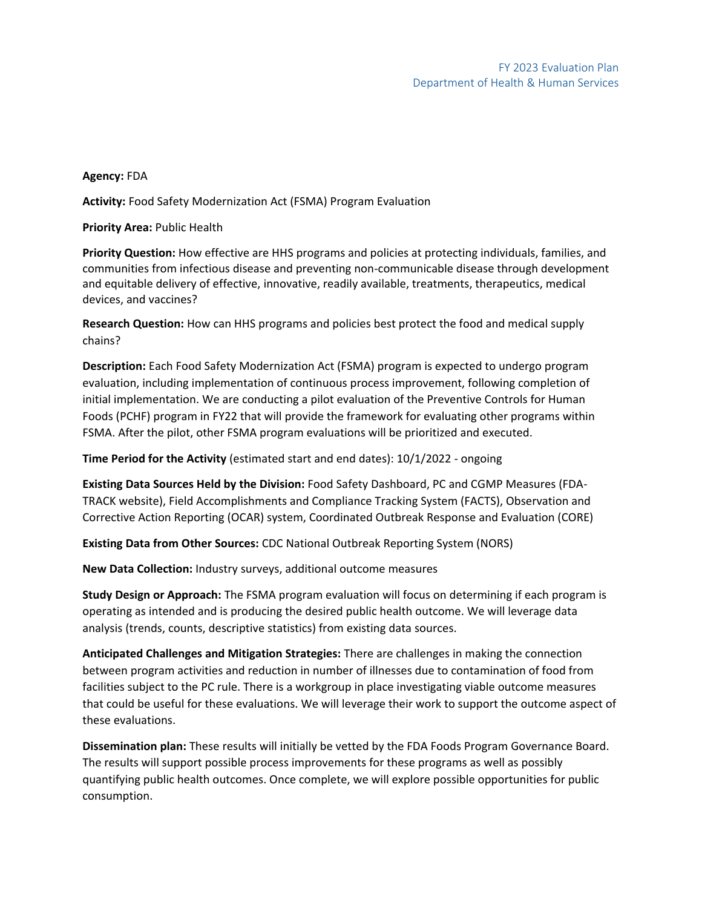**Agency:** FDA

**Activity:** Food Safety Modernization Act (FSMA) Program Evaluation

**Priority Area:** Public Health

**Priority Question:** How effective are HHS programs and policies at protecting individuals, families, and communities from infectious disease and preventing non-communicable disease through development and equitable delivery of effective, innovative, readily available, treatments, therapeutics, medical devices, and vaccines?

**Research Question:** How can HHS programs and policies best protect the food and medical supply chains?

**Description:** Each Food Safety Modernization Act (FSMA) program is expected to undergo program evaluation, including implementation of continuous process improvement, following completion of initial implementation. We are conducting a pilot evaluation of the Preventive Controls for Human Foods (PCHF) program in FY22 that will provide the framework for evaluating other programs within FSMA. After the pilot, other FSMA program evaluations will be prioritized and executed.

**Time Period for the Activity** (estimated start and end dates): 10/1/2022 - ongoing

**Existing Data Sources Held by the Division:** Food Safety Dashboard, PC and CGMP Measures (FDA-TRACK website), Field Accomplishments and Compliance Tracking System (FACTS), Observation and Corrective Action Reporting (OCAR) system, Coordinated Outbreak Response and Evaluation (CORE)

**Existing Data from Other Sources:** CDC National Outbreak Reporting System (NORS)

**New Data Collection:** Industry surveys, additional outcome measures

**Study Design or Approach:** The FSMA program evaluation will focus on determining if each program is operating as intended and is producing the desired public health outcome. We will leverage data analysis (trends, counts, descriptive statistics) from existing data sources.

**Anticipated Challenges and Mitigation Strategies:** There are challenges in making the connection between program activities and reduction in number of illnesses due to contamination of food from facilities subject to the PC rule. There is a workgroup in place investigating viable outcome measures that could be useful for these evaluations. We will leverage their work to support the outcome aspect of these evaluations.

**Dissemination plan:** These results will initially be vetted by the FDA Foods Program Governance Board. The results will support possible process improvements for these programs as well as possibly quantifying public health outcomes. Once complete, we will explore possible opportunities for public consumption.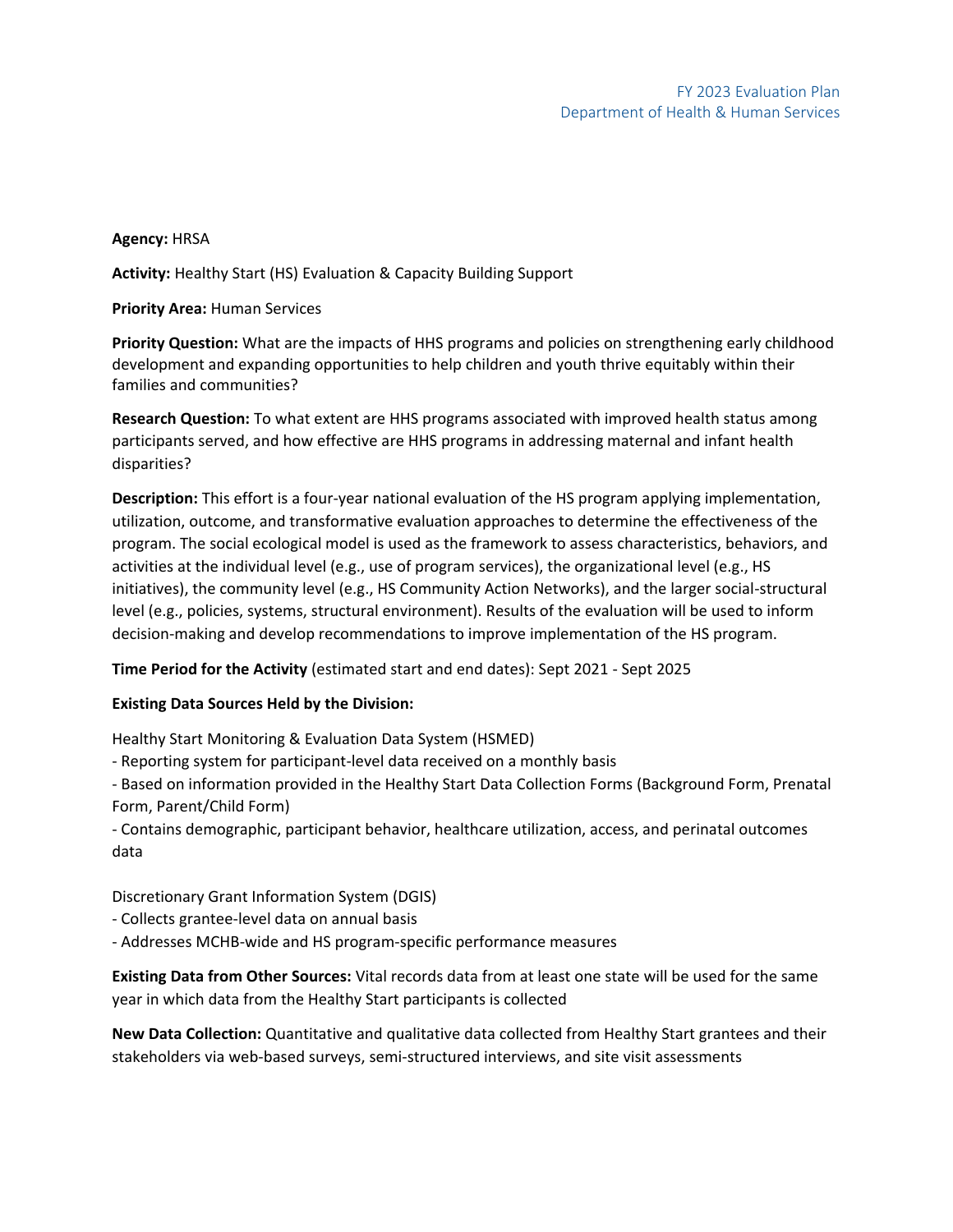**Agency:** HRSA

**Activity:** Healthy Start (HS) Evaluation & Capacity Building Support

**Priority Area:** Human Services

**Priority Question:** What are the impacts of HHS programs and policies on strengthening early childhood development and expanding opportunities to help children and youth thrive equitably within their families and communities?

**Research Question:** To what extent are HHS programs associated with improved health status among participants served, and how effective are HHS programs in addressing maternal and infant health disparities?

**Description:** This effort is a four-year national evaluation of the HS program applying implementation, utilization, outcome, and transformative evaluation approaches to determine the effectiveness of the program. The social ecological model is used as the framework to assess characteristics, behaviors, and activities at the individual level (e.g., use of program services), the organizational level (e.g., HS initiatives), the community level (e.g., HS Community Action Networks), and the larger social-structural level (e.g., policies, systems, structural environment). Results of the evaluation will be used to inform decision-making and develop recommendations to improve implementation of the HS program.

**Time Period for the Activity** (estimated start and end dates): Sept 2021 - Sept 2025

**Existing Data Sources Held by the Division:**

Healthy Start Monitoring & Evaluation Data System (HSMED)
- Reporting system for participant-level data received on a monthly basis
- Based on information provided in the Healthy Start Data Collection Forms (Background Form, Prenatal Form, Parent/Child Form)
- Contains demographic, participant behavior, healthcare utilization, access, and perinatal outcomes data

Discretionary Grant Information System (DGIS)
- Collects grantee-level data on annual basis
- Addresses MCHB-wide and HS program-specific performance measures

**Existing Data from Other Sources:** Vital records data from at least one state will be used for the same year in which data from the Healthy Start participants is collected

**New Data Collection:** Quantitative and qualitative data collected from Healthy Start grantees and their stakeholders via web-based surveys, semi-structured interviews, and site visit assessments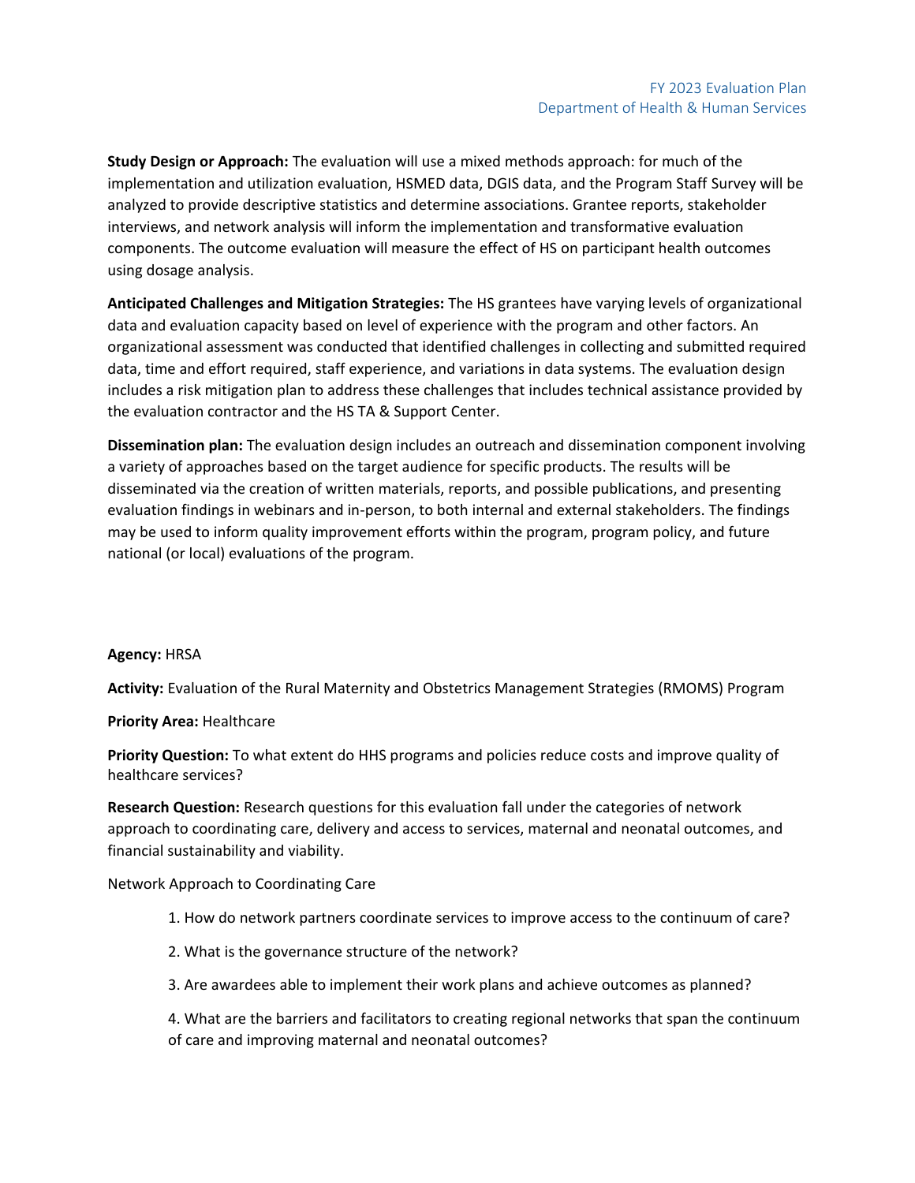**Study Design or Approach:** The evaluation will use a mixed methods approach: for much of the implementation and utilization evaluation, HSMED data, DGIS data, and the Program Staff Survey will be analyzed to provide descriptive statistics and determine associations. Grantee reports, stakeholder interviews, and network analysis will inform the implementation and transformative evaluation components. The outcome evaluation will measure the effect of HS on participant health outcomes using dosage analysis.

**Anticipated Challenges and Mitigation Strategies:** The HS grantees have varying levels of organizational data and evaluation capacity based on level of experience with the program and other factors. An organizational assessment was conducted that identified challenges in collecting and submitted required data, time and effort required, staff experience, and variations in data systems. The evaluation design includes a risk mitigation plan to address these challenges that includes technical assistance provided by the evaluation contractor and the HS TA & Support Center.

**Dissemination plan:** The evaluation design includes an outreach and dissemination component involving a variety of approaches based on the target audience for specific products. The results will be disseminated via the creation of written materials, reports, and possible publications, and presenting evaluation findings in webinars and in-person, to both internal and external stakeholders. The findings may be used to inform quality improvement efforts within the program, program policy, and future national (or local) evaluations of the program.

**Agency:** HRSA

**Activity:** Evaluation of the Rural Maternity and Obstetrics Management Strategies (RMOMS) Program

**Priority Area:** Healthcare

**Priority Question:** To what extent do HHS programs and policies reduce costs and improve quality of healthcare services?

**Research Question:** Research questions for this evaluation fall under the categories of network approach to coordinating care, delivery and access to services, maternal and neonatal outcomes, and financial sustainability and viability.

Network Approach to Coordinating Care

1. How do network partners coordinate services to improve access to the continuum of care?
2. What is the governance structure of the network?
3. Are awardees able to implement their work plans and achieve outcomes as planned?
4. What are the barriers and facilitators to creating regional networks that span the continuum of care and improving maternal and neonatal outcomes?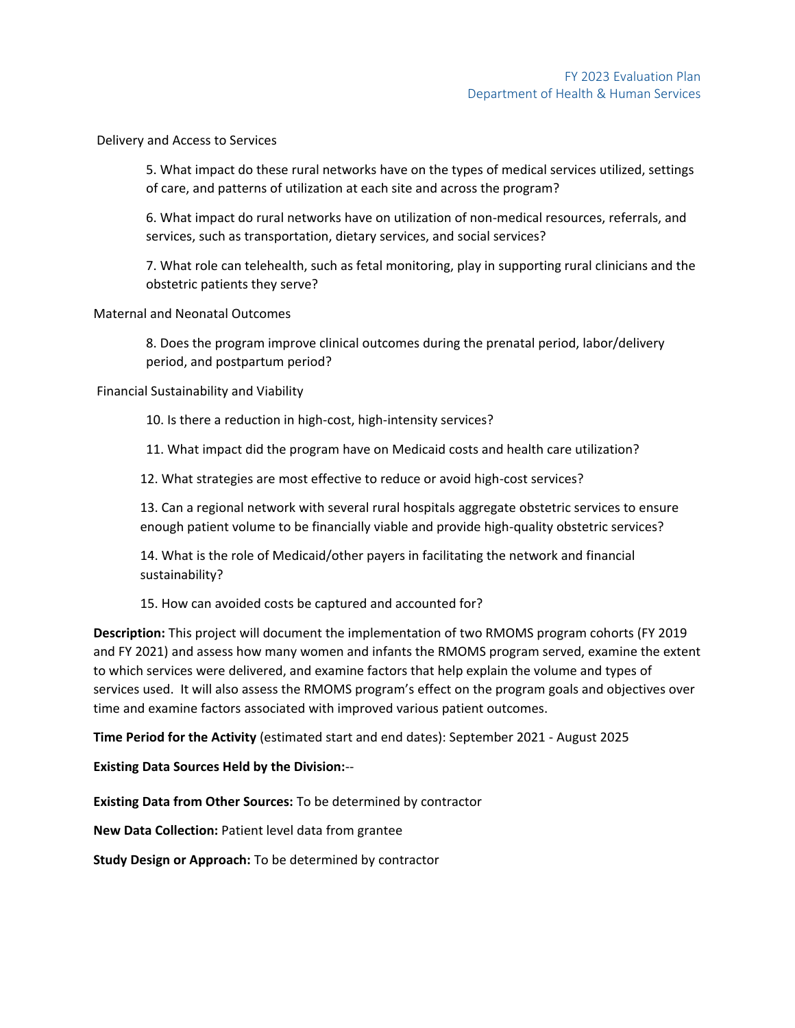Delivery and Access to Services

5. What impact do these rural networks have on the types of medical services utilized, settings of care, and patterns of utilization at each site and across the program?

6. What impact do rural networks have on utilization of non-medical resources, referrals, and services, such as transportation, dietary services, and social services?

7. What role can telehealth, such as fetal monitoring, play in supporting rural clinicians and the obstetric patients they serve?

Maternal and Neonatal Outcomes

8. Does the program improve clinical outcomes during the prenatal period, labor/delivery period, and postpartum period?

Financial Sustainability and Viability

10. Is there a reduction in high-cost, high-intensity services?

11. What impact did the program have on Medicaid costs and health care utilization?

12. What strategies are most effective to reduce or avoid high-cost services?

13. Can a regional network with several rural hospitals aggregate obstetric services to ensure enough patient volume to be financially viable and provide high-quality obstetric services?

14. What is the role of Medicaid/other payers in facilitating the network and financial sustainability?

15. How can avoided costs be captured and accounted for?

**Description:** This project will document the implementation of two RMOMS program cohorts (FY 2019 and FY 2021) and assess how many women and infants the RMOMS program served, examine the extent to which services were delivered, and examine factors that help explain the volume and types of services used. It will also assess the RMOMS program's effect on the program goals and objectives over time and examine factors associated with improved various patient outcomes.

**Time Period for the Activity** (estimated start and end dates): September 2021 - August 2025

**Existing Data Sources Held by the Division:**--

**Existing Data from Other Sources:** To be determined by contractor

**New Data Collection:** Patient level data from grantee

**Study Design or Approach:** To be determined by contractor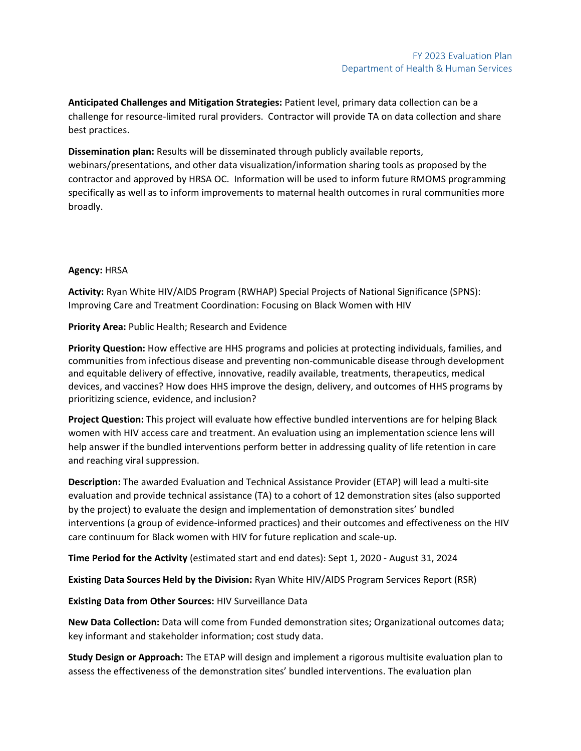**Anticipated Challenges and Mitigation Strategies:** Patient level, primary data collection can be a challenge for resource-limited rural providers. Contractor will provide TA on data collection and share best practices.

**Dissemination plan:** Results will be disseminated through publicly available reports, webinars/presentations, and other data visualization/information sharing tools as proposed by the contractor and approved by HRSA OC. Information will be used to inform future RMOMS programming specifically as well as to inform improvements to maternal health outcomes in rural communities more broadly.

**Agency:** HRSA

**Activity:** Ryan White HIV/AIDS Program (RWHAP) Special Projects of National Significance (SPNS): Improving Care and Treatment Coordination: Focusing on Black Women with HIV

**Priority Area:** Public Health; Research and Evidence

**Priority Question:** How effective are HHS programs and policies at protecting individuals, families, and communities from infectious disease and preventing non-communicable disease through development and equitable delivery of effective, innovative, readily available, treatments, therapeutics, medical devices, and vaccines? How does HHS improve the design, delivery, and outcomes of HHS programs by prioritizing science, evidence, and inclusion?

**Project Question:** This project will evaluate how effective bundled interventions are for helping Black women with HIV access care and treatment. An evaluation using an implementation science lens will help answer if the bundled interventions perform better in addressing quality of life retention in care and reaching viral suppression.

**Description:** The awarded Evaluation and Technical Assistance Provider (ETAP) will lead a multi-site evaluation and provide technical assistance (TA) to a cohort of 12 demonstration sites (also supported by the project) to evaluate the design and implementation of demonstration sites' bundled interventions (a group of evidence-informed practices) and their outcomes and effectiveness on the HIV care continuum for Black women with HIV for future replication and scale-up.

**Time Period for the Activity** (estimated start and end dates): Sept 1, 2020 - August 31, 2024

**Existing Data Sources Held by the Division:** Ryan White HIV/AIDS Program Services Report (RSR)

**Existing Data from Other Sources:** HIV Surveillance Data

**New Data Collection:** Data will come from Funded demonstration sites; Organizational outcomes data; key informant and stakeholder information; cost study data.

**Study Design or Approach:** The ETAP will design and implement a rigorous multisite evaluation plan to assess the effectiveness of the demonstration sites' bundled interventions. The evaluation plan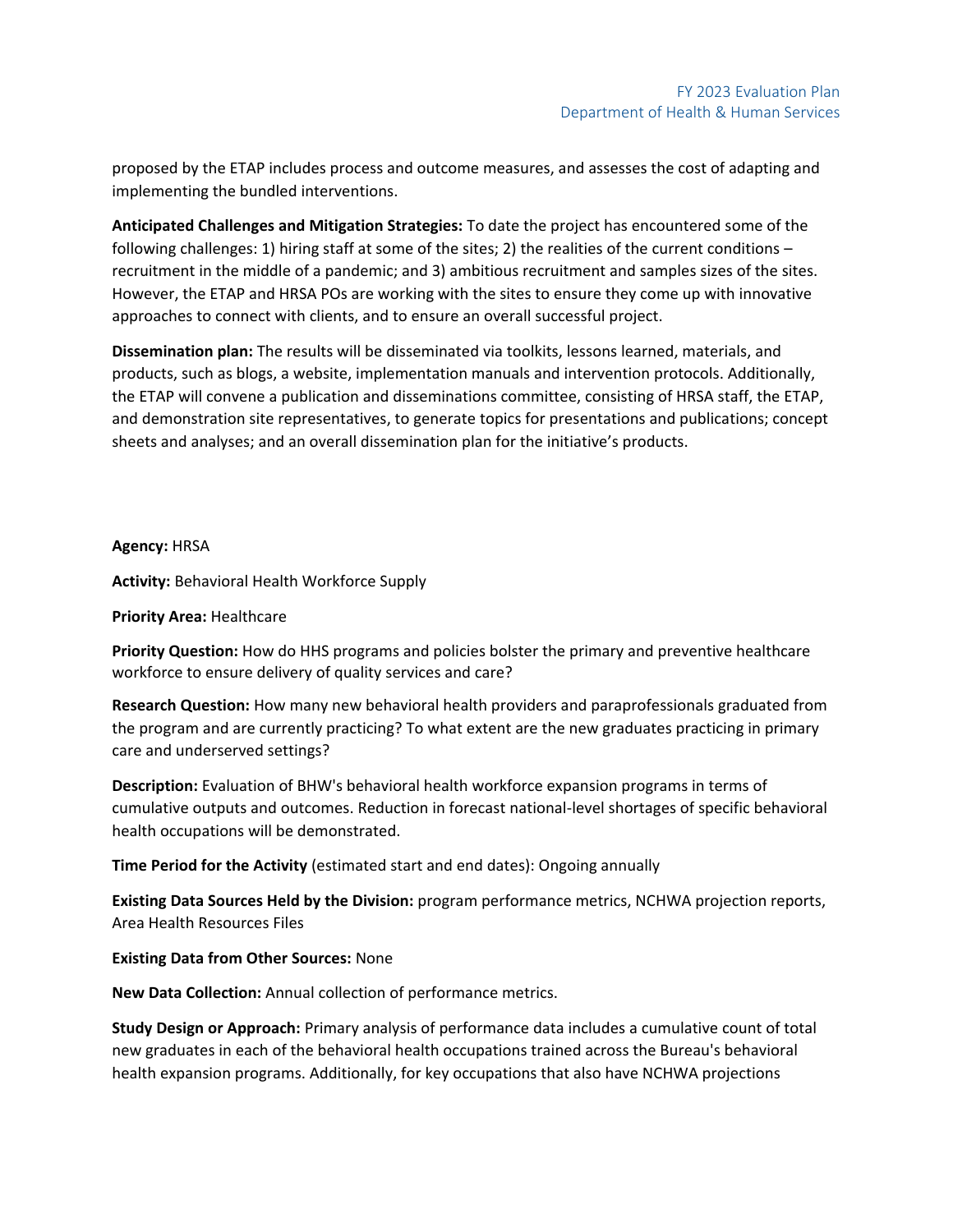proposed by the ETAP includes process and outcome measures, and assesses the cost of adapting and implementing the bundled interventions.

**Anticipated Challenges and Mitigation Strategies:** To date the project has encountered some of the following challenges: 1) hiring staff at some of the sites; 2) the realities of the current conditions – recruitment in the middle of a pandemic; and 3) ambitious recruitment and samples sizes of the sites. However, the ETAP and HRSA POs are working with the sites to ensure they come up with innovative approaches to connect with clients, and to ensure an overall successful project.

**Dissemination plan:** The results will be disseminated via toolkits, lessons learned, materials, and products, such as blogs, a website, implementation manuals and intervention protocols. Additionally, the ETAP will convene a publication and disseminations committee, consisting of HRSA staff, the ETAP, and demonstration site representatives, to generate topics for presentations and publications; concept sheets and analyses; and an overall dissemination plan for the initiative's products.

**Agency:** HRSA

**Activity:** Behavioral Health Workforce Supply

**Priority Area:** Healthcare

**Priority Question:** How do HHS programs and policies bolster the primary and preventive healthcare workforce to ensure delivery of quality services and care?

**Research Question:** How many new behavioral health providers and paraprofessionals graduated from the program and are currently practicing? To what extent are the new graduates practicing in primary care and underserved settings?

**Description:** Evaluation of BHW's behavioral health workforce expansion programs in terms of cumulative outputs and outcomes. Reduction in forecast national-level shortages of specific behavioral health occupations will be demonstrated.

**Time Period for the Activity** (estimated start and end dates): Ongoing annually

**Existing Data Sources Held by the Division:** program performance metrics, NCHWA projection reports, Area Health Resources Files

**Existing Data from Other Sources:** None

**New Data Collection:** Annual collection of performance metrics.

**Study Design or Approach:** Primary analysis of performance data includes a cumulative count of total new graduates in each of the behavioral health occupations trained across the Bureau's behavioral health expansion programs. Additionally, for key occupations that also have NCHWA projections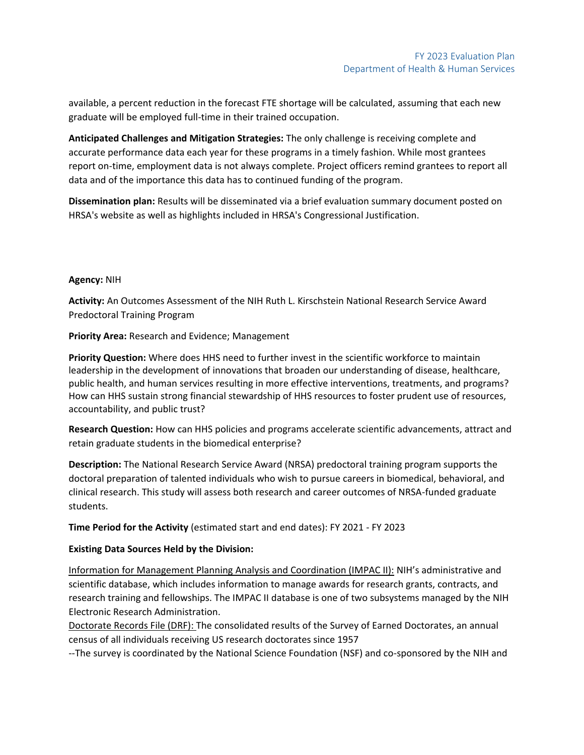available, a percent reduction in the forecast FTE shortage will be calculated, assuming that each new graduate will be employed full-time in their trained occupation.

**Anticipated Challenges and Mitigation Strategies:** The only challenge is receiving complete and accurate performance data each year for these programs in a timely fashion. While most grantees report on-time, employment data is not always complete. Project officers remind grantees to report all data and of the importance this data has to continued funding of the program.

**Dissemination plan:** Results will be disseminated via a brief evaluation summary document posted on HRSA's website as well as highlights included in HRSA's Congressional Justification.

**Agency:** NIH

**Activity:** An Outcomes Assessment of the NIH Ruth L. Kirschstein National Research Service Award Predoctoral Training Program

**Priority Area:** Research and Evidence; Management

**Priority Question:** Where does HHS need to further invest in the scientific workforce to maintain leadership in the development of innovations that broaden our understanding of disease, healthcare, public health, and human services resulting in more effective interventions, treatments, and programs? How can HHS sustain strong financial stewardship of HHS resources to foster prudent use of resources, accountability, and public trust?

**Research Question:** How can HHS policies and programs accelerate scientific advancements, attract and retain graduate students in the biomedical enterprise?

**Description:** The National Research Service Award (NRSA) predoctoral training program supports the doctoral preparation of talented individuals who wish to pursue careers in biomedical, behavioral, and clinical research. This study will assess both research and career outcomes of NRSA-funded graduate students.

**Time Period for the Activity** (estimated start and end dates): FY 2021 - FY 2023

**Existing Data Sources Held by the Division:**

Information for Management Planning Analysis and Coordination (IMPAC II): NIH's administrative and scientific database, which includes information to manage awards for research grants, contracts, and research training and fellowships. The IMPAC II database is one of two subsystems managed by the NIH Electronic Research Administration.

Doctorate Records File (DRF): The consolidated results of the Survey of Earned Doctorates, an annual census of all individuals receiving US research doctorates since 1957

--The survey is coordinated by the National Science Foundation (NSF) and co-sponsored by the NIH and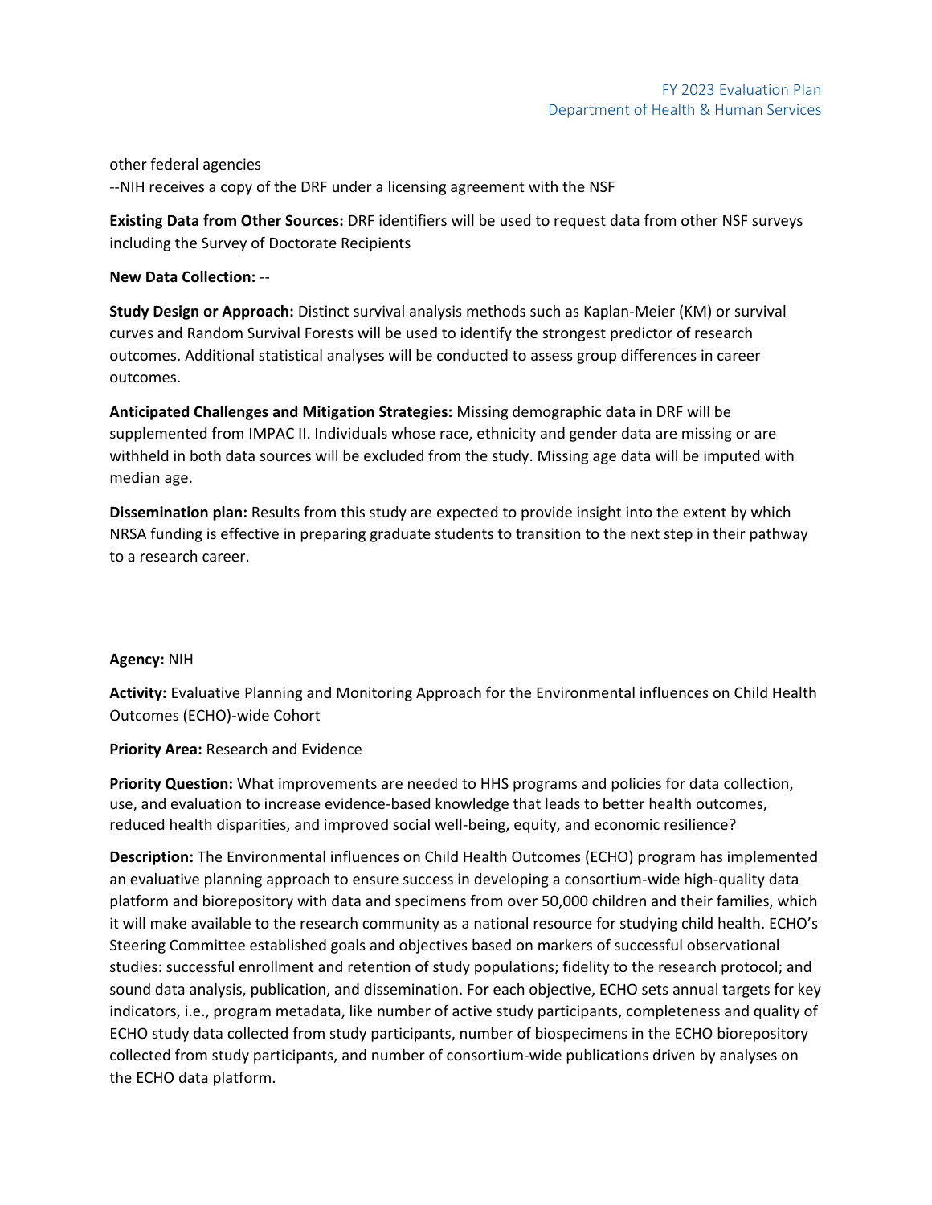other federal agencies
--NIH receives a copy of the DRF under a licensing agreement with the NSF

**Existing Data from Other Sources:** DRF identifiers will be used to request data from other NSF surveys including the Survey of Doctorate Recipients

**New Data Collection:** --

**Study Design or Approach:** Distinct survival analysis methods such as Kaplan-Meier (KM) or survival curves and Random Survival Forests will be used to identify the strongest predictor of research outcomes. Additional statistical analyses will be conducted to assess group differences in career outcomes.

**Anticipated Challenges and Mitigation Strategies:** Missing demographic data in DRF will be supplemented from IMPAC II. Individuals whose race, ethnicity and gender data are missing or are withheld in both data sources will be excluded from the study. Missing age data will be imputed with median age.

**Dissemination plan:** Results from this study are expected to provide insight into the extent by which NRSA funding is effective in preparing graduate students to transition to the next step in their pathway to a research career.

**Agency:** NIH

**Activity:** Evaluative Planning and Monitoring Approach for the Environmental influences on Child Health Outcomes (ECHO)-wide Cohort

**Priority Area:** Research and Evidence

**Priority Question:** What improvements are needed to HHS programs and policies for data collection, use, and evaluation to increase evidence-based knowledge that leads to better health outcomes, reduced health disparities, and improved social well-being, equity, and economic resilience?

**Description:** The Environmental influences on Child Health Outcomes (ECHO) program has implemented an evaluative planning approach to ensure success in developing a consortium-wide high-quality data platform and biorepository with data and specimens from over 50,000 children and their families, which it will make available to the research community as a national resource for studying child health. ECHO's Steering Committee established goals and objectives based on markers of successful observational studies: successful enrollment and retention of study populations; fidelity to the research protocol; and sound data analysis, publication, and dissemination. For each objective, ECHO sets annual targets for key indicators, i.e., program metadata, like number of active study participants, completeness and quality of ECHO study data collected from study participants, number of biospecimens in the ECHO biorepository collected from study participants, and number of consortium-wide publications driven by analyses on the ECHO data platform.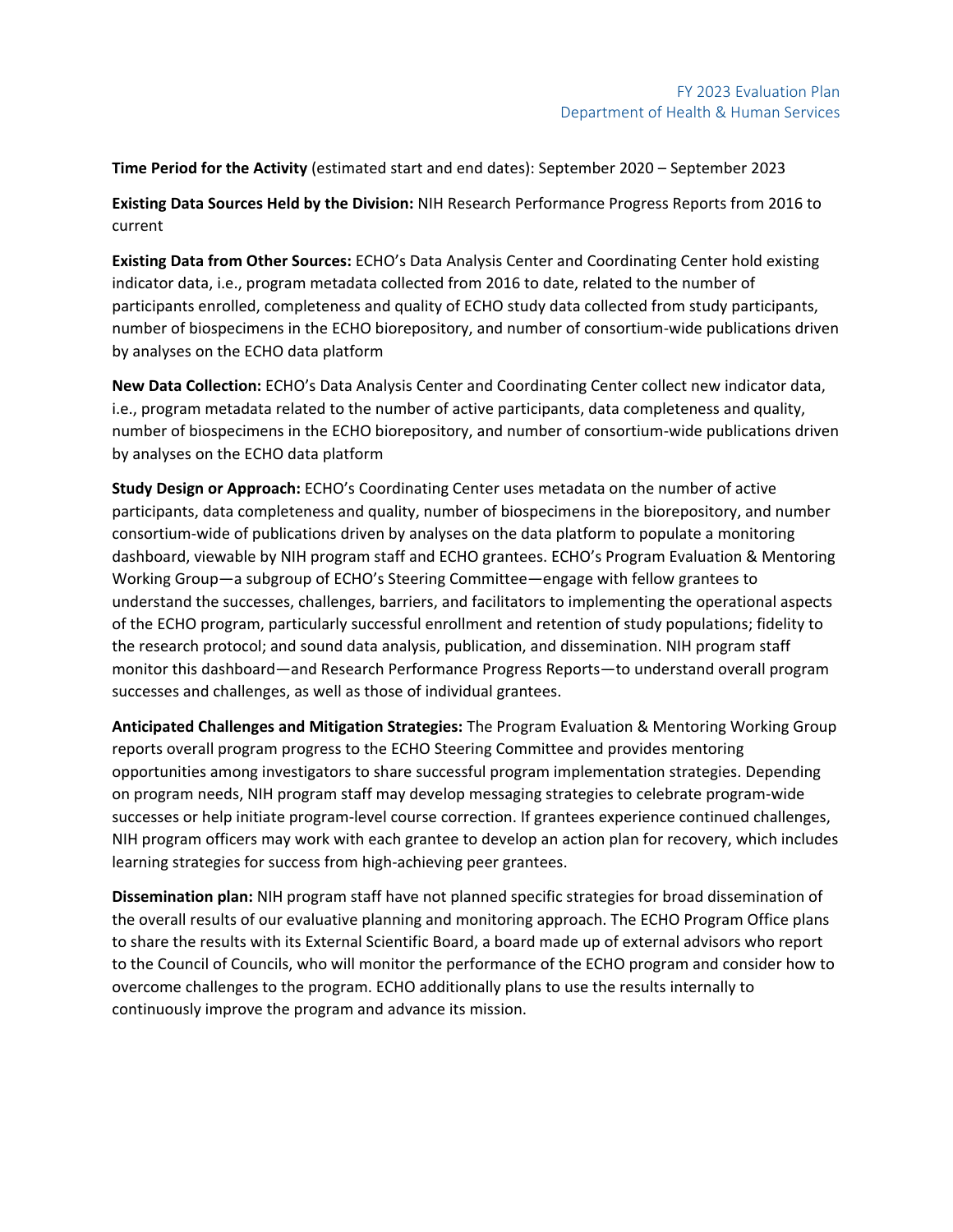**Time Period for the Activity** (estimated start and end dates): September 2020 – September 2023

**Existing Data Sources Held by the Division:** NIH Research Performance Progress Reports from 2016 to current

**Existing Data from Other Sources:** ECHO's Data Analysis Center and Coordinating Center hold existing indicator data, i.e., program metadata collected from 2016 to date, related to the number of participants enrolled, completeness and quality of ECHO study data collected from study participants, number of biospecimens in the ECHO biorepository, and number of consortium-wide publications driven by analyses on the ECHO data platform

**New Data Collection:** ECHO's Data Analysis Center and Coordinating Center collect new indicator data, i.e., program metadata related to the number of active participants, data completeness and quality, number of biospecimens in the ECHO biorepository, and number of consortium-wide publications driven by analyses on the ECHO data platform

**Study Design or Approach:** ECHO's Coordinating Center uses metadata on the number of active participants, data completeness and quality, number of biospecimens in the biorepository, and number consortium-wide of publications driven by analyses on the data platform to populate a monitoring dashboard, viewable by NIH program staff and ECHO grantees. ECHO's Program Evaluation & Mentoring Working Group—a subgroup of ECHO's Steering Committee—engage with fellow grantees to understand the successes, challenges, barriers, and facilitators to implementing the operational aspects of the ECHO program, particularly successful enrollment and retention of study populations; fidelity to the research protocol; and sound data analysis, publication, and dissemination. NIH program staff monitor this dashboard—and Research Performance Progress Reports—to understand overall program successes and challenges, as well as those of individual grantees.

**Anticipated Challenges and Mitigation Strategies:** The Program Evaluation & Mentoring Working Group reports overall program progress to the ECHO Steering Committee and provides mentoring opportunities among investigators to share successful program implementation strategies. Depending on program needs, NIH program staff may develop messaging strategies to celebrate program-wide successes or help initiate program-level course correction. If grantees experience continued challenges, NIH program officers may work with each grantee to develop an action plan for recovery, which includes learning strategies for success from high-achieving peer grantees.

**Dissemination plan:** NIH program staff have not planned specific strategies for broad dissemination of the overall results of our evaluative planning and monitoring approach. The ECHO Program Office plans to share the results with its External Scientific Board, a board made up of external advisors who report to the Council of Councils, who will monitor the performance of the ECHO program and consider how to overcome challenges to the program. ECHO additionally plans to use the results internally to continuously improve the program and advance its mission.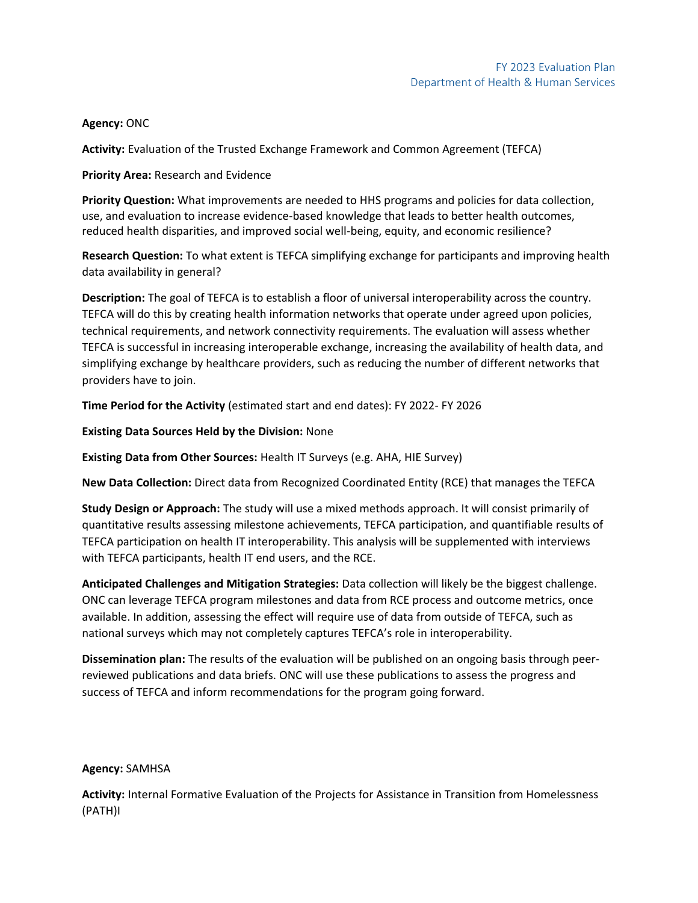**Agency:** ONC

**Activity:** Evaluation of the Trusted Exchange Framework and Common Agreement (TEFCA)

**Priority Area:** Research and Evidence

**Priority Question:** What improvements are needed to HHS programs and policies for data collection, use, and evaluation to increase evidence-based knowledge that leads to better health outcomes, reduced health disparities, and improved social well-being, equity, and economic resilience?

**Research Question:** To what extent is TEFCA simplifying exchange for participants and improving health data availability in general?

**Description:** The goal of TEFCA is to establish a floor of universal interoperability across the country. TEFCA will do this by creating health information networks that operate under agreed upon policies, technical requirements, and network connectivity requirements. The evaluation will assess whether TEFCA is successful in increasing interoperable exchange, increasing the availability of health data, and simplifying exchange by healthcare providers, such as reducing the number of different networks that providers have to join.

**Time Period for the Activity** (estimated start and end dates): FY 2022- FY 2026

**Existing Data Sources Held by the Division:** None

**Existing Data from Other Sources:** Health IT Surveys (e.g. AHA, HIE Survey)

**New Data Collection:** Direct data from Recognized Coordinated Entity (RCE) that manages the TEFCA

**Study Design or Approach:** The study will use a mixed methods approach. It will consist primarily of quantitative results assessing milestone achievements, TEFCA participation, and quantifiable results of TEFCA participation on health IT interoperability. This analysis will be supplemented with interviews with TEFCA participants, health IT end users, and the RCE.

**Anticipated Challenges and Mitigation Strategies:** Data collection will likely be the biggest challenge. ONC can leverage TEFCA program milestones and data from RCE process and outcome metrics, once available. In addition, assessing the effect will require use of data from outside of TEFCA, such as national surveys which may not completely captures TEFCA's role in interoperability.

**Dissemination plan:** The results of the evaluation will be published on an ongoing basis through peer-reviewed publications and data briefs. ONC will use these publications to assess the progress and success of TEFCA and inform recommendations for the program going forward.

**Agency:** SAMHSA

**Activity:** Internal Formative Evaluation of the Projects for Assistance in Transition from Homelessness (PATH)I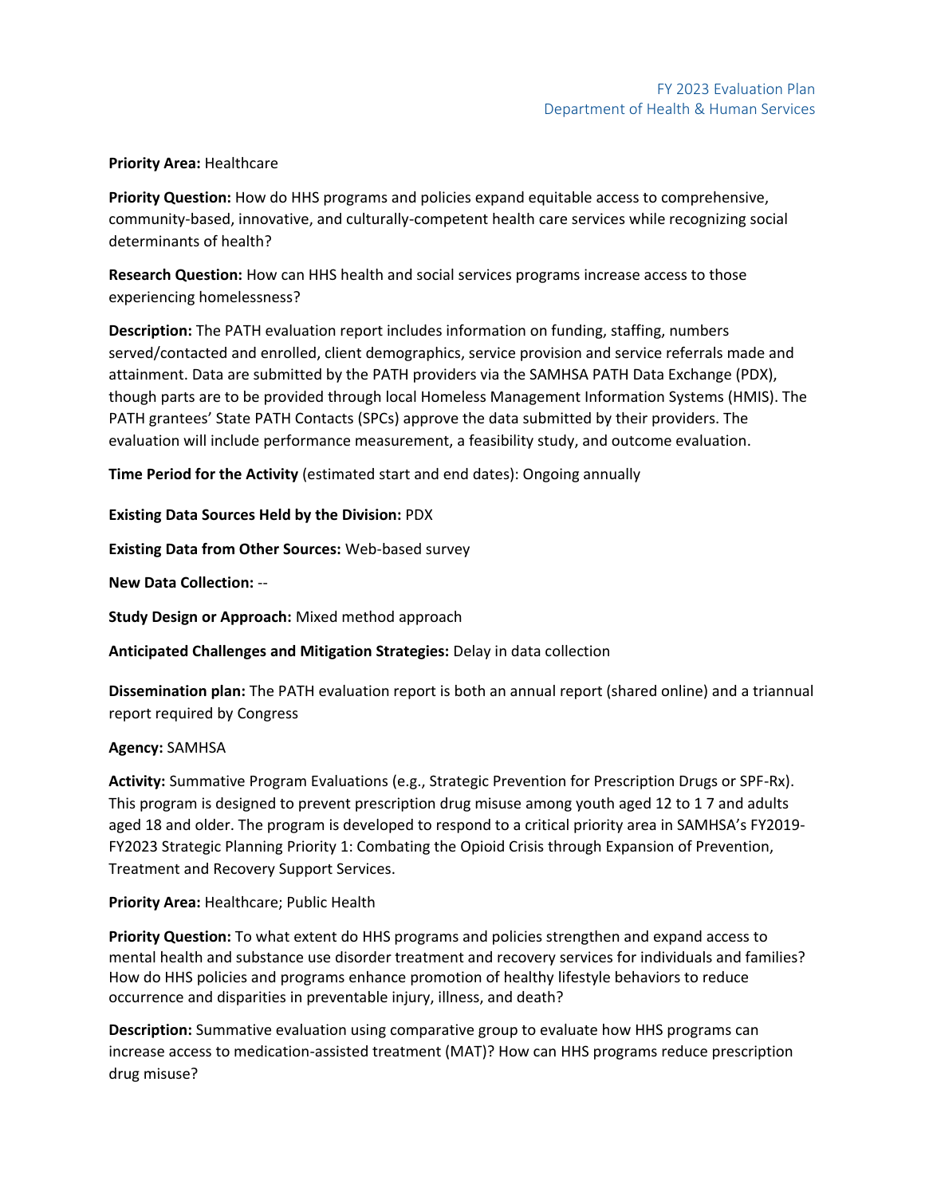**Priority Area:** Healthcare

**Priority Question:** How do HHS programs and policies expand equitable access to comprehensive, community-based, innovative, and culturally-competent health care services while recognizing social determinants of health?

**Research Question:** How can HHS health and social services programs increase access to those experiencing homelessness?

**Description:** The PATH evaluation report includes information on funding, staffing, numbers served/contacted and enrolled, client demographics, service provision and service referrals made and attainment. Data are submitted by the PATH providers via the SAMHSA PATH Data Exchange (PDX), though parts are to be provided through local Homeless Management Information Systems (HMIS). The PATH grantees' State PATH Contacts (SPCs) approve the data submitted by their providers. The evaluation will include performance measurement, a feasibility study, and outcome evaluation.

**Time Period for the Activity** (estimated start and end dates): Ongoing annually

**Existing Data Sources Held by the Division:** PDX

**Existing Data from Other Sources:** Web-based survey

**New Data Collection:** --

**Study Design or Approach:** Mixed method approach

**Anticipated Challenges and Mitigation Strategies:** Delay in data collection

**Dissemination plan:** The PATH evaluation report is both an annual report (shared online) and a triannual report required by Congress

**Agency:** SAMHSA

**Activity:** Summative Program Evaluations (e.g., Strategic Prevention for Prescription Drugs or SPF-Rx). This program is designed to prevent prescription drug misuse among youth aged 12 to 1 7 and adults aged 18 and older. The program is developed to respond to a critical priority area in SAMHSA's FY2019-FY2023 Strategic Planning Priority 1: Combating the Opioid Crisis through Expansion of Prevention, Treatment and Recovery Support Services.

**Priority Area:** Healthcare; Public Health

**Priority Question:** To what extent do HHS programs and policies strengthen and expand access to mental health and substance use disorder treatment and recovery services for individuals and families? How do HHS policies and programs enhance promotion of healthy lifestyle behaviors to reduce occurrence and disparities in preventable injury, illness, and death?

**Description:** Summative evaluation using comparative group to evaluate how HHS programs can increase access to medication-assisted treatment (MAT)? How can HHS programs reduce prescription drug misuse?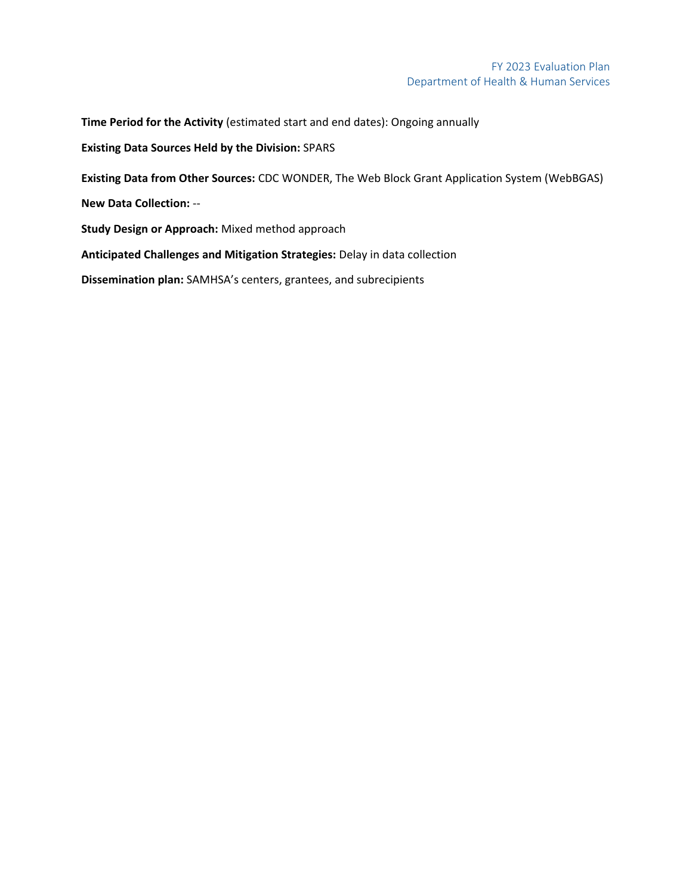**Time Period for the Activity** (estimated start and end dates): Ongoing annually

**Existing Data Sources Held by the Division:** SPARS

**Existing Data from Other Sources:** CDC WONDER, The Web Block Grant Application System (WebBGAS)

**New Data Collection:** --

**Study Design or Approach:** Mixed method approach

**Anticipated Challenges and Mitigation Strategies:** Delay in data collection

**Dissemination plan:** SAMHSA's centers, grantees, and subrecipients